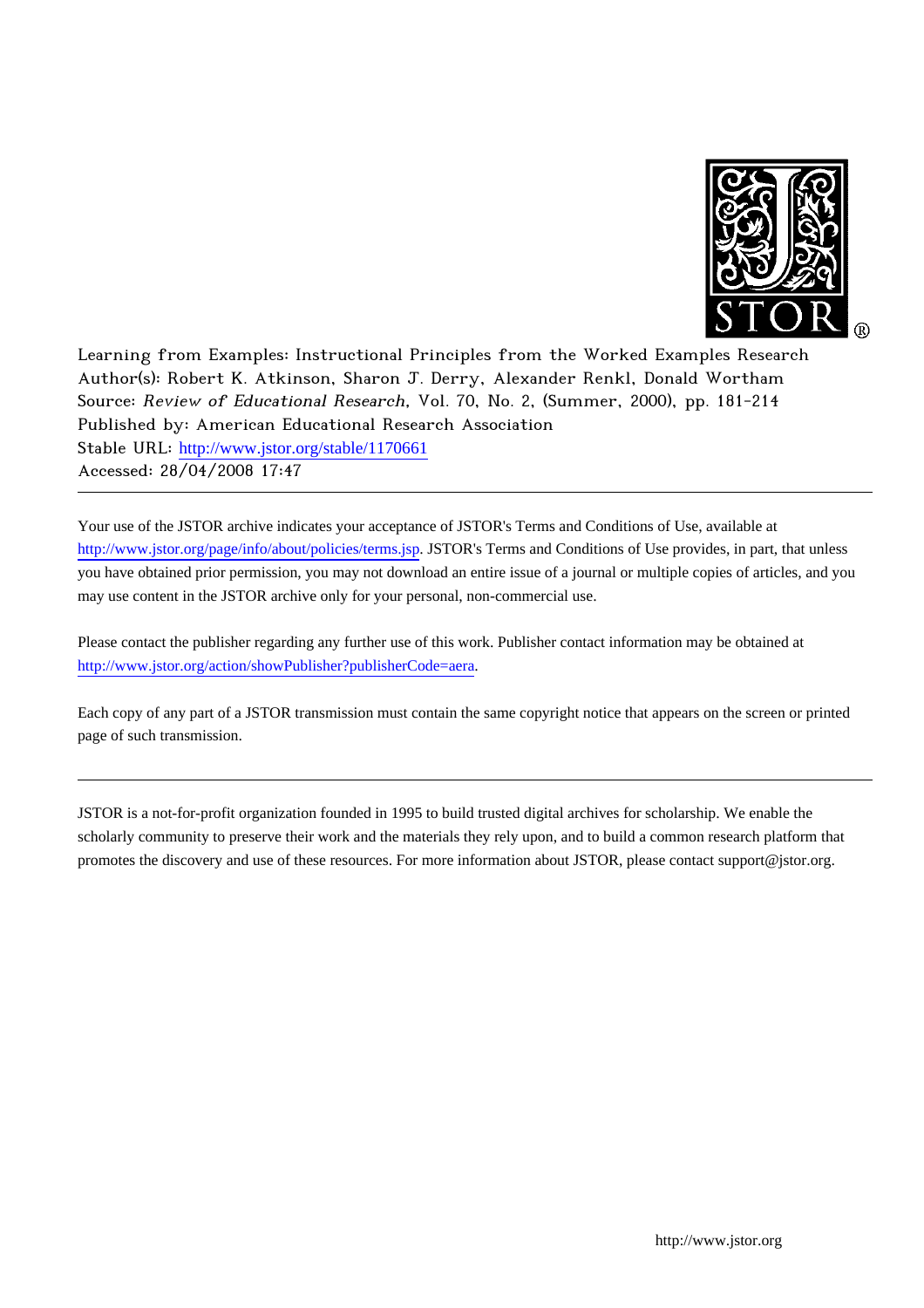Learning from Examples: Instructional Principles from the Worked Examples Research
Author(s): Robert K. Atkinson, Sharon J. Derry, Alexander Renkl, Donald Wortham
Source: *Review of Educational Research*, Vol. 70, No. 2, (Summer, 2000), pp. 181-214
Published by: American Educational Research Association
Stable URL: http://www.jstor.org/stable/1170661
Accessed: 28/04/2008 17:47

---

Your use of the JSTOR archive indicates your acceptance of JSTOR's Terms and Conditions of Use, available at http://www.jstor.org/page/info/about/policies/terms.jsp. JSTOR's Terms and Conditions of Use provides, in part, that unless you have obtained prior permission, you may not download an entire issue of a journal or multiple copies of articles, and you may use content in the JSTOR archive only for your personal, non-commercial use.

Please contact the publisher regarding any further use of this work. Publisher contact information may be obtained at http://www.jstor.org/action/showPublisher?publisherCode=aera.

Each copy of any part of a JSTOR transmission must contain the same copyright notice that appears on the screen or printed page of such transmission.

---

JSTOR is a not-for-profit organization founded in 1995 to build trusted digital archives for scholarship. We enable the scholarly community to preserve their work and the materials they rely upon, and to build a common research platform that promotes the discovery and use of these resources. For more information about JSTOR, please contact support@jstor.org.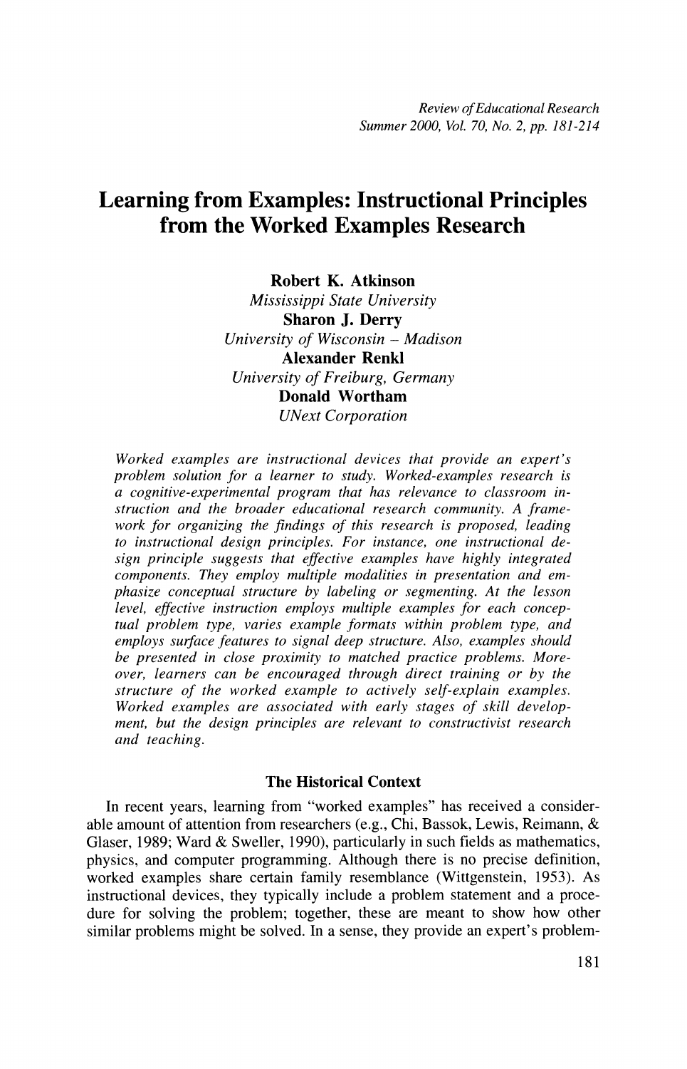# Learning from Examples: Instructional Principles from the Worked Examples Research

**Robert K. Atkinson**
*Mississippi State University*

**Sharon J. Derry**
*University of Wisconsin – Madison*

**Alexander Renkl**
*University of Freiburg, Germany*

**Donald Wortham**
*UNext Corporation*

*Worked examples are instructional devices that provide an expert's problem solution for a learner to study. Worked-examples research is a cognitive-experimental program that has relevance to classroom instruction and the broader educational research community. A framework for organizing the findings of this research is proposed, leading to instructional design principles. For instance, one instructional design principle suggests that effective examples have highly integrated components. They employ multiple modalities in presentation and emphasize conceptual structure by labeling or segmenting. At the lesson level, effective instruction employs multiple examples for each conceptual problem type, varies example formats within problem type, and employs surface features to signal deep structure. Also, examples should be presented in close proximity to matched practice problems. Moreover, learners can be encouraged through direct training or by the structure of the worked example to actively self-explain examples. Worked examples are associated with early stages of skill development, but the design principles are relevant to constructivist research and teaching.*

## The Historical Context

In recent years, learning from "worked examples" has received a considerable amount of attention from researchers (e.g., Chi, Bassok, Lewis, Reimann, & Glaser, 1989; Ward & Sweller, 1990), particularly in such fields as mathematics, physics, and computer programming. Although there is no precise definition, worked examples share certain family resemblance (Wittgenstein, 1953). As instructional devices, they typically include a problem statement and a procedure for solving the problem; together, these are meant to show how other similar problems might be solved. In a sense, they provide an expert's problem-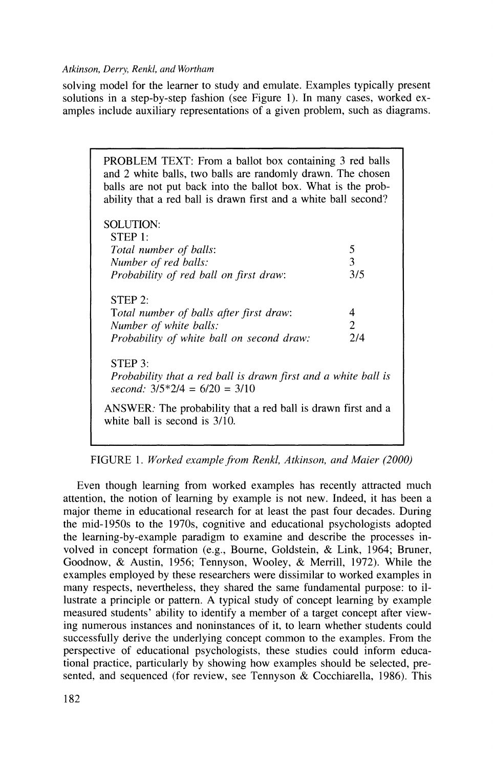solving model for the learner to study and emulate. Examples typically present solutions in a step-by-step fashion (see Figure 1). In many cases, worked examples include auxiliary representations of a given problem, such as diagrams.

> PROBLEM TEXT: From a ballot box containing 3 red balls and 2 white balls, two balls are randomly drawn. The chosen balls are not put back into the ballot box. What is the probability that a red ball is drawn first and a white ball second?
>
> SOLUTION:
>
> STEP 1:
>
> | | |
> |---|---|
> | *Total number of balls*: | 5 |
> | *Number of red balls:* | 3 |
> | *Probability of red ball on first draw*: | 3/5 |
>
> STEP 2:
>
> | | |
> |---|---|
> | *Total number of balls after first draw*: | 4 |
> | *Number of white balls:* | 2 |
> | *Probability of white ball on second draw:* | 2/4 |
>
> STEP 3:
>
> *Probability that a red ball is drawn first and a white ball is second:* 3/5*2/4 = 6/20 = 3/10
>
> ANSWER*:* The probability that a red ball is drawn first and a white ball is second is 3/10.

FIGURE 1. *Worked example from Renkl, Atkinson, and Maier (2000)*

Even though learning from worked examples has recently attracted much attention, the notion of learning by example is not new. Indeed, it has been a major theme in educational research for at least the past four decades. During the mid-1950s to the 1970s, cognitive and educational psychologists adopted the learning-by-example paradigm to examine and describe the processes involved in concept formation (e.g., Bourne, Goldstein, & Link, 1964; Bruner, Goodnow, & Austin, 1956; Tennyson, Wooley, & Merrill, 1972). While the examples employed by these researchers were dissimilar to worked examples in many respects, nevertheless, they shared the same fundamental purpose: to illustrate a principle or pattern. A typical study of concept learning by example measured students' ability to identify a member of a target concept after viewing numerous instances and noninstances of it, to learn whether students could successfully derive the underlying concept common to the examples. From the perspective of educational psychologists, these studies could inform educational practice, particularly by showing how examples should be selected, presented, and sequenced (for review, see Tennyson & Cocchiarella, 1986). This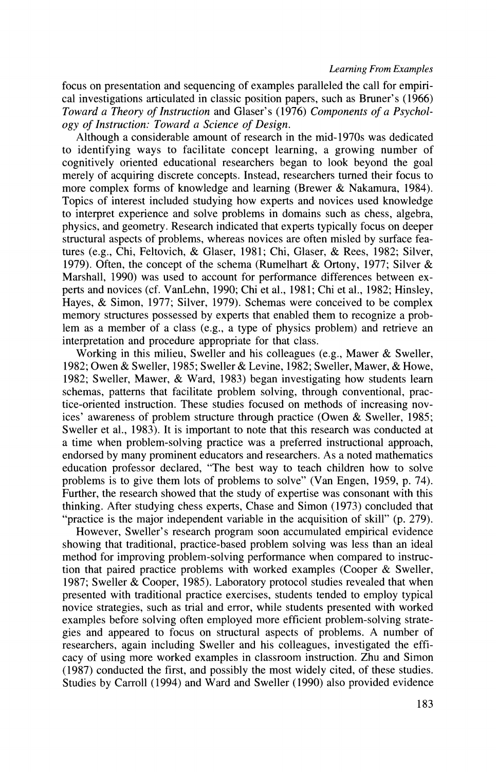focus on presentation and sequencing of examples paralleled the call for empirical investigations articulated in classic position papers, such as Bruner's (1966) *Toward a Theory of Instruction* and Glaser's (1976) *Components of a Psychology of Instruction: Toward a Science of Design.*

Although a considerable amount of research in the mid-1970s was dedicated to identifying ways to facilitate concept learning, a growing number of cognitively oriented educational researchers began to look beyond the goal merely of acquiring discrete concepts. Instead, researchers turned their focus to more complex forms of knowledge and learning (Brewer & Nakamura, 1984). Topics of interest included studying how experts and novices used knowledge to interpret experience and solve problems in domains such as chess, algebra, physics, and geometry. Research indicated that experts typically focus on deeper structural aspects of problems, whereas novices are often misled by surface features (e.g., Chi, Feltovich, & Glaser, 1981; Chi, Glaser, & Rees, 1982; Silver, 1979). Often, the concept of the schema (Rumelhart & Ortony, 1977; Silver & Marshall, 1990) was used to account for performance differences between experts and novices (cf. VanLehn, 1990; Chi et al., 1981; Chi et al., 1982; Hinsley, Hayes, & Simon, 1977; Silver, 1979). Schemas were conceived to be complex memory structures possessed by experts that enabled them to recognize a problem as a member of a class (e.g., a type of physics problem) and retrieve an interpretation and procedure appropriate for that class.

Working in this milieu, Sweller and his colleagues (e.g., Mawer & Sweller, 1982; Owen & Sweller, 1985; Sweller & Levine, 1982; Sweller, Mawer, & Howe, 1982; Sweller, Mawer, & Ward, 1983) began investigating how students learn schemas, patterns that facilitate problem solving, through conventional, practice-oriented instruction. These studies focused on methods of increasing novices' awareness of problem structure through practice (Owen & Sweller, 1985; Sweller et al., 1983). It is important to note that this research was conducted at a time when problem-solving practice was a preferred instructional approach, endorsed by many prominent educators and researchers. As a noted mathematics education professor declared, "The best way to teach children how to solve problems is to give them lots of problems to solve" (Van Engen, 1959, p. 74). Further, the research showed that the study of expertise was consonant with this thinking. After studying chess experts, Chase and Simon (1973) concluded that "practice is the major independent variable in the acquisition of skill" (p. 279).

However, Sweller's research program soon accumulated empirical evidence showing that traditional, practice-based problem solving was less than an ideal method for improving problem-solving performance when compared to instruction that paired practice problems with worked examples (Cooper & Sweller, 1987; Sweller & Cooper, 1985). Laboratory protocol studies revealed that when presented with traditional practice exercises, students tended to employ typical novice strategies, such as trial and error, while students presented with worked examples before solving often employed more efficient problem-solving strategies and appeared to focus on structural aspects of problems. A number of researchers, again including Sweller and his colleagues, investigated the efficacy of using more worked examples in classroom instruction. Zhu and Simon (1987) conducted the first, and possibly the most widely cited, of these studies. Studies by Carroll (1994) and Ward and Sweller (1990) also provided evidence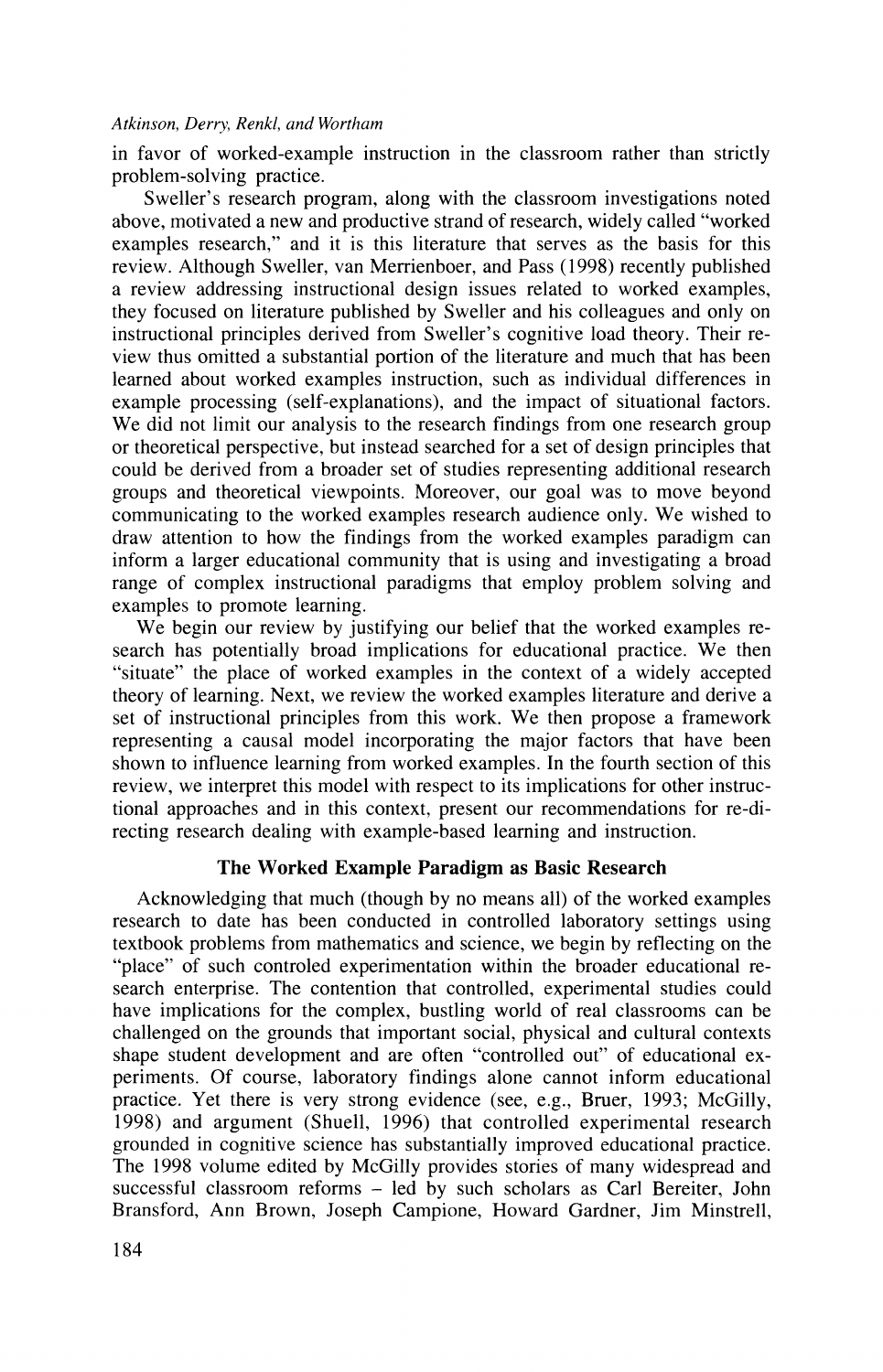in favor of worked-example instruction in the classroom rather than strictly problem-solving practice.

Sweller's research program, along with the classroom investigations noted above, motivated a new and productive strand of research, widely called "worked examples research," and it is this literature that serves as the basis for this review. Although Sweller, van Merrienboer, and Pass (1998) recently published a review addressing instructional design issues related to worked examples, they focused on literature published by Sweller and his colleagues and only on instructional principles derived from Sweller's cognitive load theory. Their review thus omitted a substantial portion of the literature and much that has been learned about worked examples instruction, such as individual differences in example processing (self-explanations), and the impact of situational factors. We did not limit our analysis to the research findings from one research group or theoretical perspective, but instead searched for a set of design principles that could be derived from a broader set of studies representing additional research groups and theoretical viewpoints. Moreover, our goal was to move beyond communicating to the worked examples research audience only. We wished to draw attention to how the findings from the worked examples paradigm can inform a larger educational community that is using and investigating a broad range of complex instructional paradigms that employ problem solving and examples to promote learning.

We begin our review by justifying our belief that the worked examples research has potentially broad implications for educational practice. We then "situate" the place of worked examples in the context of a widely accepted theory of learning. Next, we review the worked examples literature and derive a set of instructional principles from this work. We then propose a framework representing a causal model incorporating the major factors that have been shown to influence learning from worked examples. In the fourth section of this review, we interpret this model with respect to its implications for other instructional approaches and in this context, present our recommendations for re-directing research dealing with example-based learning and instruction.

## The Worked Example Paradigm as Basic Research

Acknowledging that much (though by no means all) of the worked examples research to date has been conducted in controlled laboratory settings using textbook problems from mathematics and science, we begin by reflecting on the "place" of such controled experimentation within the broader educational research enterprise. The contention that controlled, experimental studies could have implications for the complex, bustling world of real classrooms can be challenged on the grounds that important social, physical and cultural contexts shape student development and are often "controlled out" of educational experiments. Of course, laboratory findings alone cannot inform educational practice. Yet there is very strong evidence (see, e.g., Bruer, 1993; McGilly, 1998) and argument (Shuell, 1996) that controlled experimental research grounded in cognitive science has substantially improved educational practice. The 1998 volume edited by McGilly provides stories of many widespread and successful classroom reforms – led by such scholars as Carl Bereiter, John Bransford, Ann Brown, Joseph Campione, Howard Gardner, Jim Minstrell,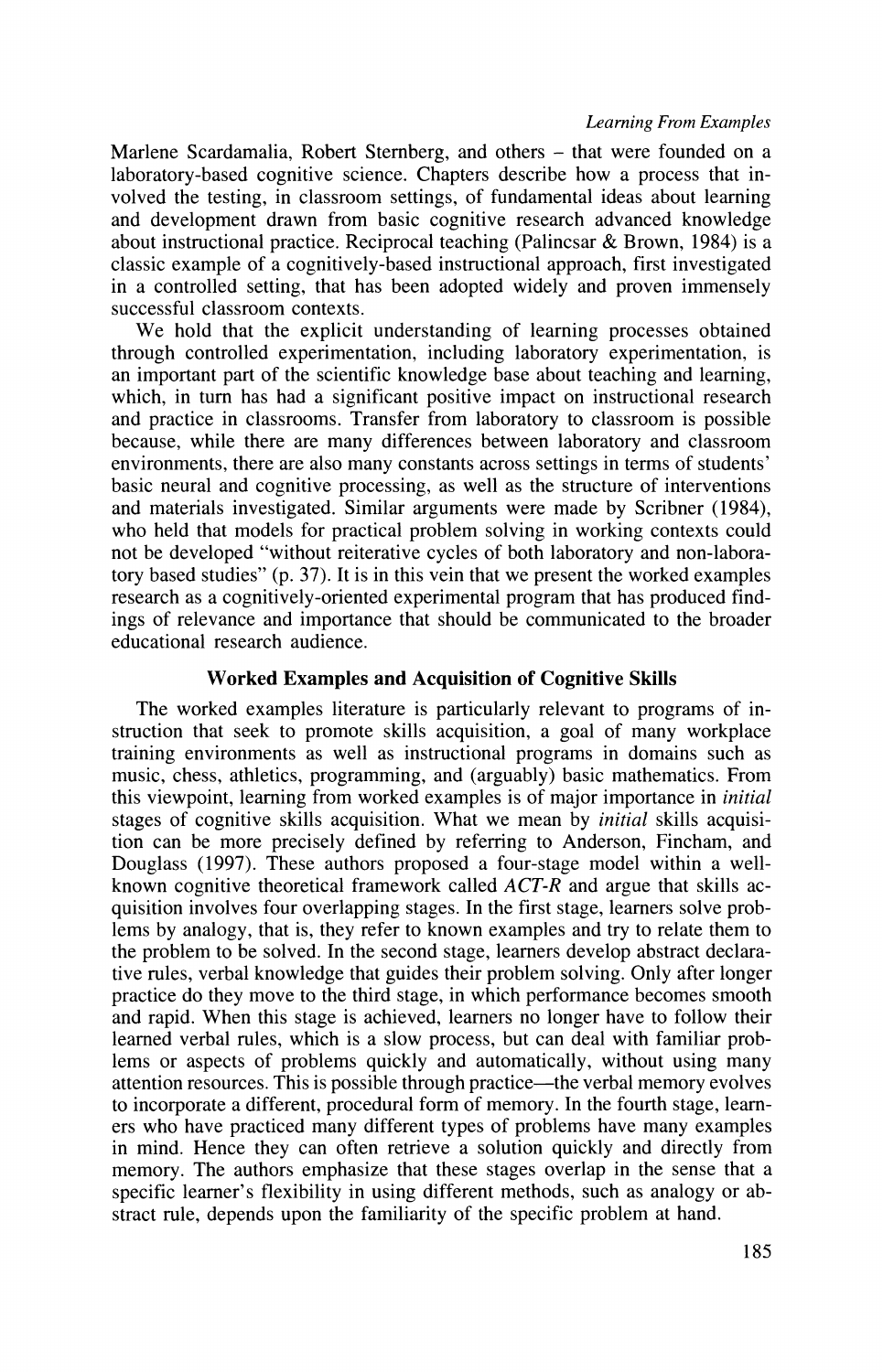Marlene Scardamalia, Robert Sternberg, and others – that were founded on a laboratory-based cognitive science. Chapters describe how a process that involved the testing, in classroom settings, of fundamental ideas about learning and development drawn from basic cognitive research advanced knowledge about instructional practice. Reciprocal teaching (Palincsar & Brown, 1984) is a classic example of a cognitively-based instructional approach, first investigated in a controlled setting, that has been adopted widely and proven immensely successful classroom contexts.

We hold that the explicit understanding of learning processes obtained through controlled experimentation, including laboratory experimentation, is an important part of the scientific knowledge base about teaching and learning, which, in turn has had a significant positive impact on instructional research and practice in classrooms. Transfer from laboratory to classroom is possible because, while there are many differences between laboratory and classroom environments, there are also many constants across settings in terms of students' basic neural and cognitive processing, as well as the structure of interventions and materials investigated. Similar arguments were made by Scribner (1984), who held that models for practical problem solving in working contexts could not be developed "without reiterative cycles of both laboratory and non-laboratory based studies" (p. 37). It is in this vein that we present the worked examples research as a cognitively-oriented experimental program that has produced findings of relevance and importance that should be communicated to the broader educational research audience.

## Worked Examples and Acquisition of Cognitive Skills

The worked examples literature is particularly relevant to programs of instruction that seek to promote skills acquisition, a goal of many workplace training environments as well as instructional programs in domains such as music, chess, athletics, programming, and (arguably) basic mathematics. From this viewpoint, learning from worked examples is of major importance in *initial* stages of cognitive skills acquisition. What we mean by *initial* skills acquisition can be more precisely defined by referring to Anderson, Fincham, and Douglass (1997). These authors proposed a four-stage model within a well-known cognitive theoretical framework called *ACT-R* and argue that skills acquisition involves four overlapping stages. In the first stage, learners solve problems by analogy, that is, they refer to known examples and try to relate them to the problem to be solved. In the second stage, learners develop abstract declarative rules, verbal knowledge that guides their problem solving. Only after longer practice do they move to the third stage, in which performance becomes smooth and rapid. When this stage is achieved, learners no longer have to follow their learned verbal rules, which is a slow process, but can deal with familiar problems or aspects of problems quickly and automatically, without using many attention resources. This is possible through practice—the verbal memory evolves to incorporate a different, procedural form of memory. In the fourth stage, learners who have practiced many different types of problems have many examples in mind. Hence they can often retrieve a solution quickly and directly from memory. The authors emphasize that these stages overlap in the sense that a specific learner's flexibility in using different methods, such as analogy or abstract rule, depends upon the familiarity of the specific problem at hand.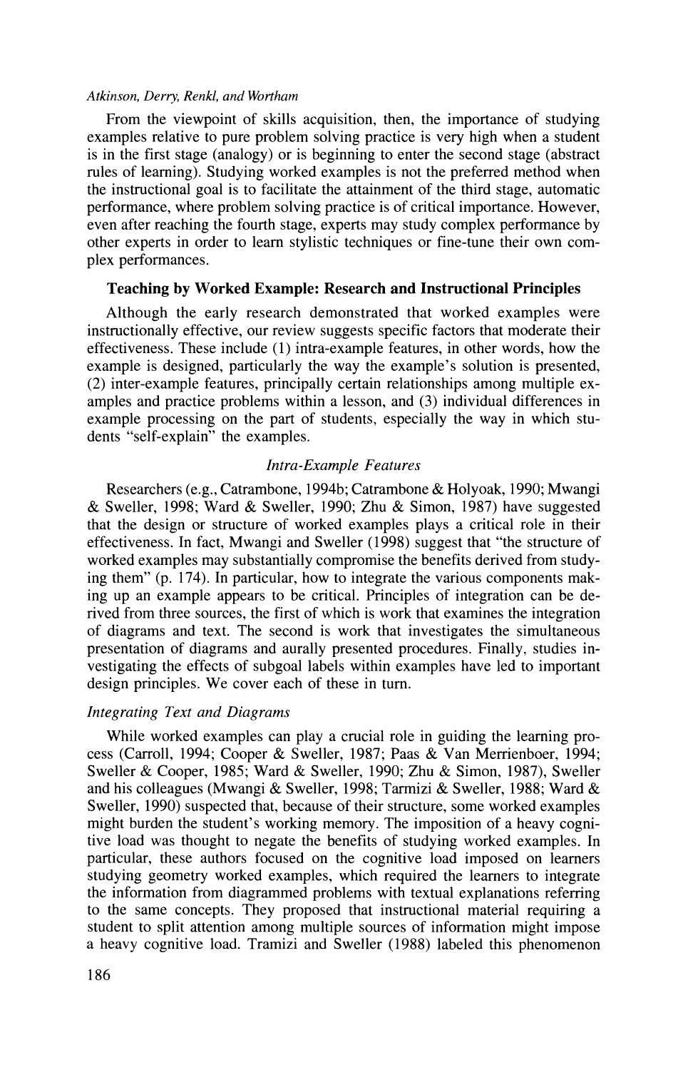From the viewpoint of skills acquisition, then, the importance of studying examples relative to pure problem solving practice is very high when a student is in the first stage (analogy) or is beginning to enter the second stage (abstract rules of learning). Studying worked examples is not the preferred method when the instructional goal is to facilitate the attainment of the third stage, automatic performance, where problem solving practice is of critical importance. However, even after reaching the fourth stage, experts may study complex performance by other experts in order to learn stylistic techniques or fine-tune their own complex performances.

## Teaching by Worked Example: Research and Instructional Principles

Although the early research demonstrated that worked examples were instructionally effective, our review suggests specific factors that moderate their effectiveness. These include (1) intra-example features, in other words, how the example is designed, particularly the way the example's solution is presented, (2) inter-example features, principally certain relationships among multiple examples and practice problems within a lesson, and (3) individual differences in example processing on the part of students, especially the way in which students "self-explain" the examples.

### *Intra-Example Features*

Researchers (e.g., Catrambone, 1994b; Catrambone & Holyoak, 1990; Mwangi & Sweller, 1998; Ward & Sweller, 1990; Zhu & Simon, 1987) have suggested that the design or structure of worked examples plays a critical role in their effectiveness. In fact, Mwangi and Sweller (1998) suggest that "the structure of worked examples may substantially compromise the benefits derived from studying them" (p. 174). In particular, how to integrate the various components making up an example appears to be critical. Principles of integration can be derived from three sources, the first of which is work that examines the integration of diagrams and text. The second is work that investigates the simultaneous presentation of diagrams and aurally presented procedures. Finally, studies investigating the effects of subgoal labels within examples have led to important design principles. We cover each of these in turn.

#### *Integrating Text and Diagrams*

While worked examples can play a crucial role in guiding the learning process (Carroll, 1994; Cooper & Sweller, 1987; Paas & Van Merrienboer, 1994; Sweller & Cooper, 1985; Ward & Sweller, 1990; Zhu & Simon, 1987), Sweller and his colleagues (Mwangi & Sweller, 1998; Tarmizi & Sweller, 1988; Ward & Sweller, 1990) suspected that, because of their structure, some worked examples might burden the student's working memory. The imposition of a heavy cognitive load was thought to negate the benefits of studying worked examples. In particular, these authors focused on the cognitive load imposed on learners studying geometry worked examples, which required the learners to integrate the information from diagrammed problems with textual explanations referring to the same concepts. They proposed that instructional material requiring a student to split attention among multiple sources of information might impose a heavy cognitive load. Tramizi and Sweller (1988) labeled this phenomenon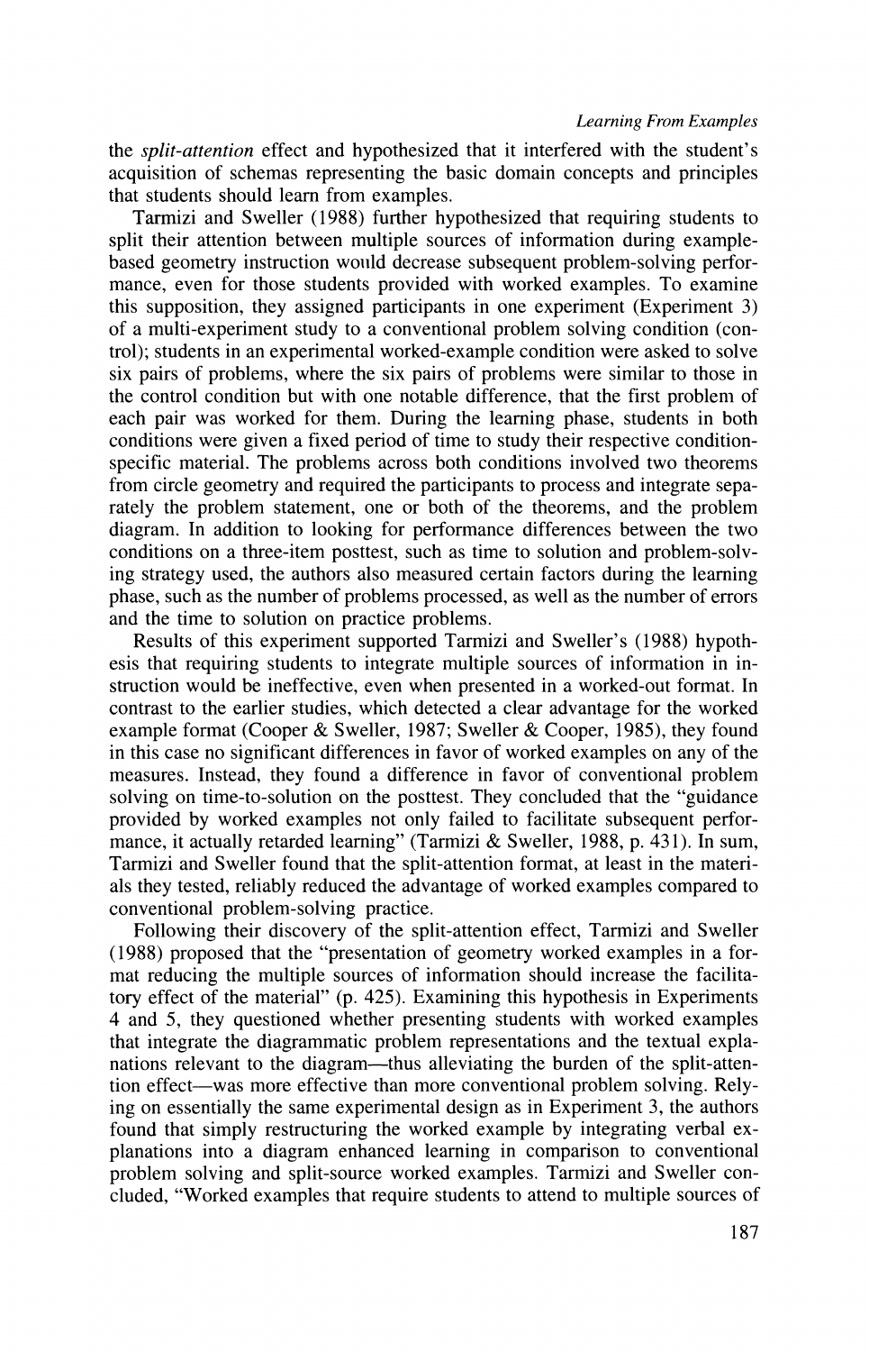the *split-attention* effect and hypothesized that it interfered with the student's acquisition of schemas representing the basic domain concepts and principles that students should learn from examples.

Tarmizi and Sweller (1988) further hypothesized that requiring students to split their attention between multiple sources of information during example-based geometry instruction would decrease subsequent problem-solving performance, even for those students provided with worked examples. To examine this supposition, they assigned participants in one experiment (Experiment 3) of a multi-experiment study to a conventional problem solving condition (control); students in an experimental worked-example condition were asked to solve six pairs of problems, where the six pairs of problems were similar to those in the control condition but with one notable difference, that the first problem of each pair was worked for them. During the learning phase, students in both conditions were given a fixed period of time to study their respective condition-specific material. The problems across both conditions involved two theorems from circle geometry and required the participants to process and integrate separately the problem statement, one or both of the theorems, and the problem diagram. In addition to looking for performance differences between the two conditions on a three-item posttest, such as time to solution and problem-solving strategy used, the authors also measured certain factors during the learning phase, such as the number of problems processed, as well as the number of errors and the time to solution on practice problems.

Results of this experiment supported Tarmizi and Sweller's (1988) hypothesis that requiring students to integrate multiple sources of information in instruction would be ineffective, even when presented in a worked-out format. In contrast to the earlier studies, which detected a clear advantage for the worked example format (Cooper & Sweller, 1987; Sweller & Cooper, 1985), they found in this case no significant differences in favor of worked examples on any of the measures. Instead, they found a difference in favor of conventional problem solving on time-to-solution on the posttest. They concluded that the "guidance provided by worked examples not only failed to facilitate subsequent performance, it actually retarded learning" (Tarmizi & Sweller, 1988, p. 431). In sum, Tarmizi and Sweller found that the split-attention format, at least in the materials they tested, reliably reduced the advantage of worked examples compared to conventional problem-solving practice.

Following their discovery of the split-attention effect, Tarmizi and Sweller (1988) proposed that the "presentation of geometry worked examples in a format reducing the multiple sources of information should increase the facilitatory effect of the material" (p. 425). Examining this hypothesis in Experiments 4 and 5, they questioned whether presenting students with worked examples that integrate the diagrammatic problem representations and the textual explanations relevant to the diagram—thus alleviating the burden of the split-attention effect—was more effective than more conventional problem solving. Relying on essentially the same experimental design as in Experiment 3, the authors found that simply restructuring the worked example by integrating verbal explanations into a diagram enhanced learning in comparison to conventional problem solving and split-source worked examples. Tarmizi and Sweller concluded, "Worked examples that require students to attend to multiple sources of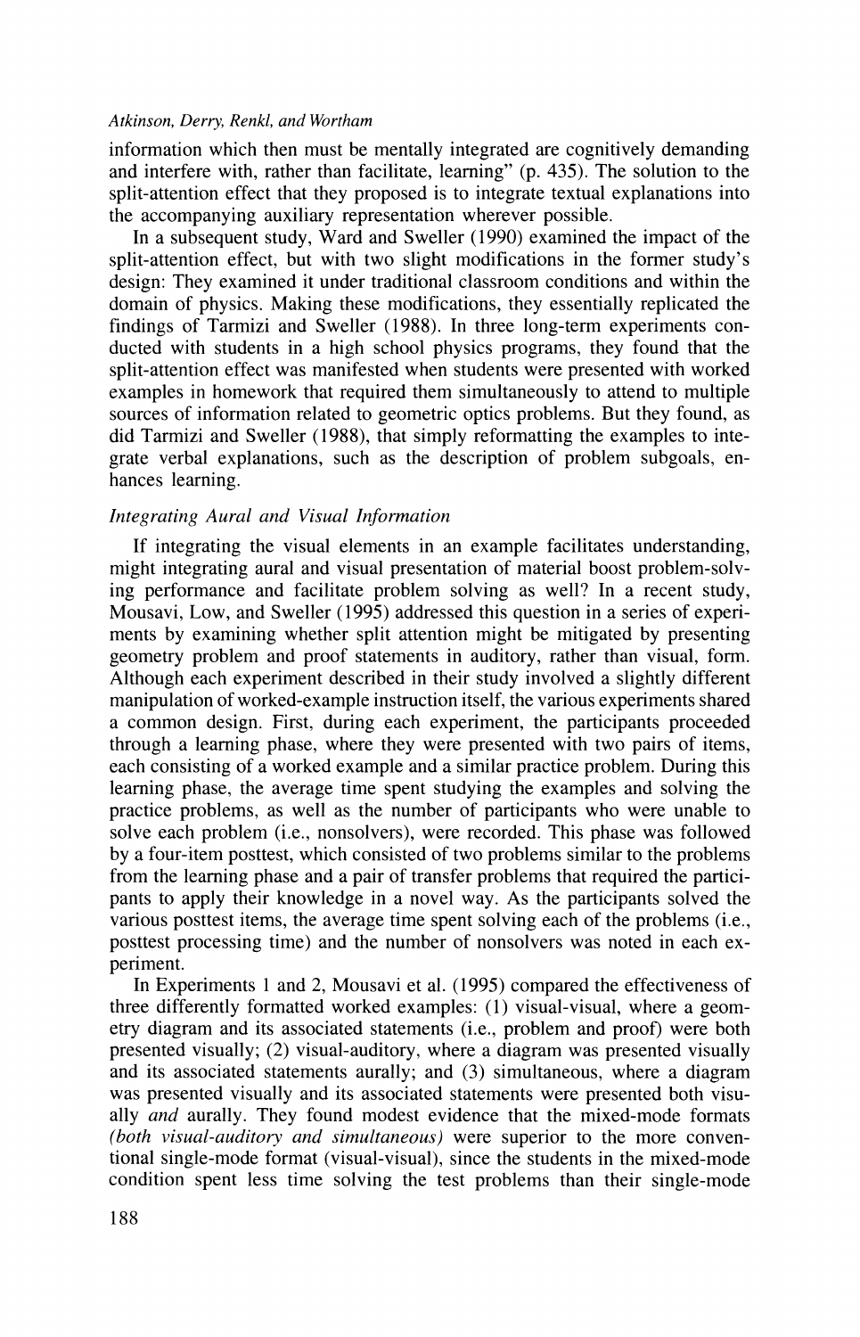information which then must be mentally integrated are cognitively demanding and interfere with, rather than facilitate, learning" (p. 435). The solution to the split-attention effect that they proposed is to integrate textual explanations into the accompanying auxiliary representation wherever possible.

In a subsequent study, Ward and Sweller (1990) examined the impact of the split-attention effect, but with two slight modifications in the former study's design: They examined it under traditional classroom conditions and within the domain of physics. Making these modifications, they essentially replicated the findings of Tarmizi and Sweller (1988). In three long-term experiments conducted with students in a high school physics programs, they found that the split-attention effect was manifested when students were presented with worked examples in homework that required them simultaneously to attend to multiple sources of information related to geometric optics problems. But they found, as did Tarmizi and Sweller (1988), that simply reformatting the examples to integrate verbal explanations, such as the description of problem subgoals, enhances learning.

### *Integrating Aural and Visual Information*

If integrating the visual elements in an example facilitates understanding, might integrating aural and visual presentation of material boost problem-solving performance and facilitate problem solving as well? In a recent study, Mousavi, Low, and Sweller (1995) addressed this question in a series of experiments by examining whether split attention might be mitigated by presenting geometry problem and proof statements in auditory, rather than visual, form. Although each experiment described in their study involved a slightly different manipulation of worked-example instruction itself, the various experiments shared a common design. First, during each experiment, the participants proceeded through a learning phase, where they were presented with two pairs of items, each consisting of a worked example and a similar practice problem. During this learning phase, the average time spent studying the examples and solving the practice problems, as well as the number of participants who were unable to solve each problem (i.e., nonsolvers), were recorded. This phase was followed by a four-item posttest, which consisted of two problems similar to the problems from the learning phase and a pair of transfer problems that required the participants to apply their knowledge in a novel way. As the participants solved the various posttest items, the average time spent solving each of the problems (i.e., posttest processing time) and the number of nonsolvers was noted in each experiment.

In Experiments 1 and 2, Mousavi et al. (1995) compared the effectiveness of three differently formatted worked examples: (1) visual-visual, where a geometry diagram and its associated statements (i.e., problem and proof) were both presented visually; (2) visual-auditory, where a diagram was presented visually and its associated statements aurally; and (3) simultaneous, where a diagram was presented visually and its associated statements were presented both visually *and* aurally. They found modest evidence that the mixed-mode formats *(both visual-auditory and simultaneous)* were superior to the more conventional single-mode format (visual-visual), since the students in the mixed-mode condition spent less time solving the test problems than their single-mode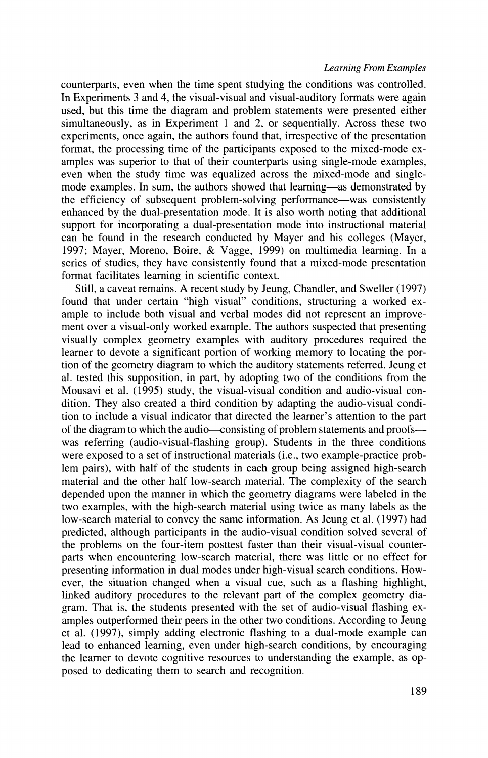counterparts, even when the time spent studying the conditions was controlled. In Experiments 3 and 4, the visual-visual and visual-auditory formats were again used, but this time the diagram and problem statements were presented either simultaneously, as in Experiment 1 and 2, or sequentially. Across these two experiments, once again, the authors found that, irrespective of the presentation format, the processing time of the participants exposed to the mixed-mode examples was superior to that of their counterparts using single-mode examples, even when the study time was equalized across the mixed-mode and single-mode examples. In sum, the authors showed that learning—as demonstrated by the efficiency of subsequent problem-solving performance—was consistently enhanced by the dual-presentation mode. It is also worth noting that additional support for incorporating a dual-presentation mode into instructional material can be found in the research conducted by Mayer and his colleges (Mayer, 1997; Mayer, Moreno, Boire, & Vagge, 1999) on multimedia learning. In a series of studies, they have consistently found that a mixed-mode presentation format facilitates learning in scientific context.

Still, a caveat remains. A recent study by Jeung, Chandler, and Sweller (1997) found that under certain "high visual" conditions, structuring a worked example to include both visual and verbal modes did not represent an improvement over a visual-only worked example. The authors suspected that presenting visually complex geometry examples with auditory procedures required the learner to devote a significant portion of working memory to locating the portion of the geometry diagram to which the auditory statements referred. Jeung et al. tested this supposition, in part, by adopting two of the conditions from the Mousavi et al. (1995) study, the visual-visual condition and audio-visual condition. They also created a third condition by adapting the audio-visual condition to include a visual indicator that directed the learner's attention to the part of the diagram to which the audio—consisting of problem statements and proofs—was referring (audio-visual-flashing group). Students in the three conditions were exposed to a set of instructional materials (i.e., two example-practice problem pairs), with half of the students in each group being assigned high-search material and the other half low-search material. The complexity of the search depended upon the manner in which the geometry diagrams were labeled in the two examples, with the high-search material using twice as many labels as the low-search material to convey the same information. As Jeung et al. (1997) had predicted, although participants in the audio-visual condition solved several of the problems on the four-item posttest faster than their visual-visual counterparts when encountering low-search material, there was little or no effect for presenting information in dual modes under high-visual search conditions. However, the situation changed when a visual cue, such as a flashing highlight, linked auditory procedures to the relevant part of the complex geometry diagram. That is, the students presented with the set of audio-visual flashing examples outperformed their peers in the other two conditions. According to Jeung et al. (1997), simply adding electronic flashing to a dual-mode example can lead to enhanced learning, even under high-search conditions, by encouraging the learner to devote cognitive resources to understanding the example, as opposed to dedicating them to search and recognition.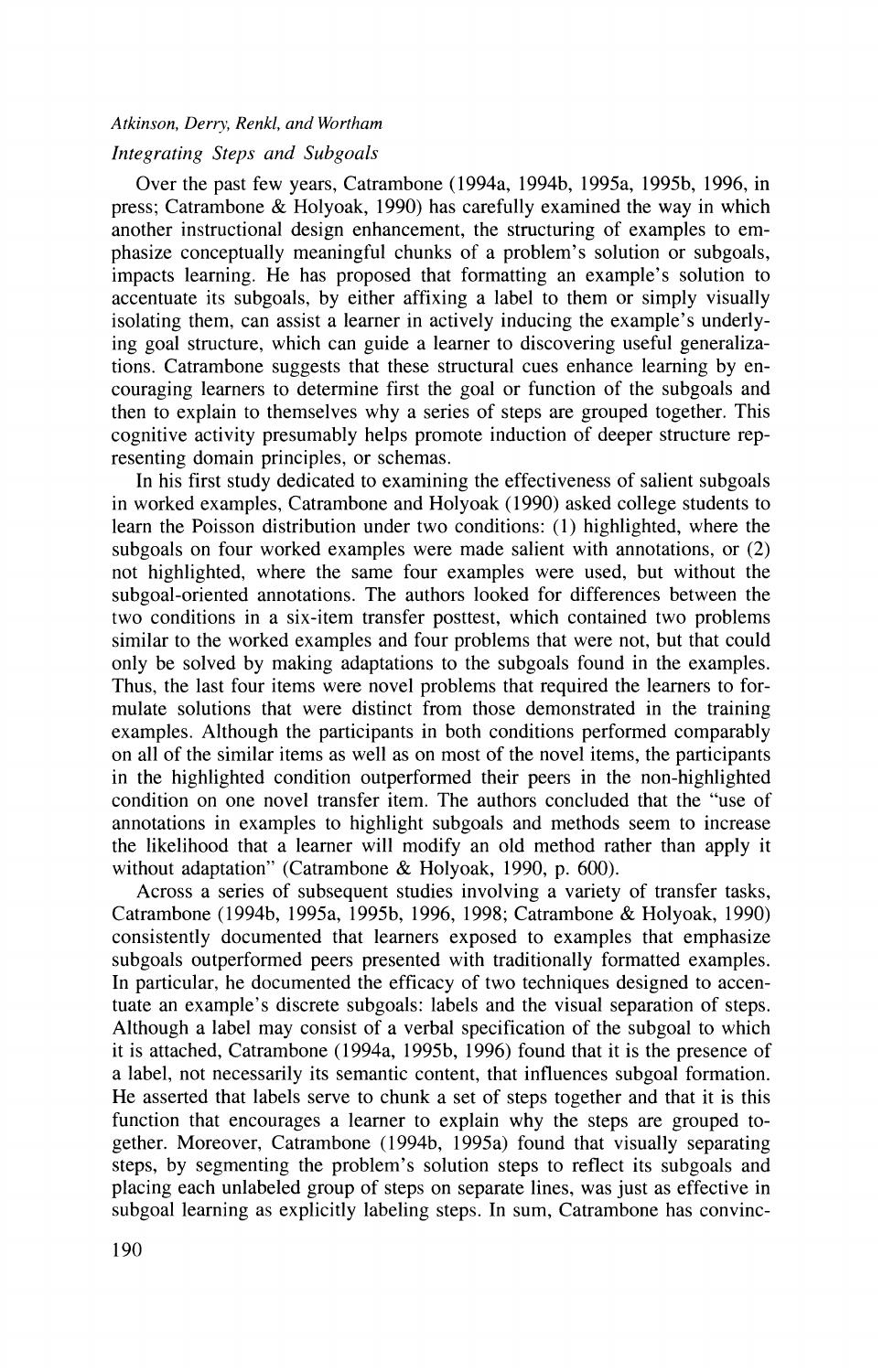### *Integrating Steps and Subgoals*

Over the past few years, Catrambone (1994a, 1994b, 1995a, 1995b, 1996, in press; Catrambone & Holyoak, 1990) has carefully examined the way in which another instructional design enhancement, the structuring of examples to emphasize conceptually meaningful chunks of a problem's solution or subgoals, impacts learning. He has proposed that formatting an example's solution to accentuate its subgoals, by either affixing a label to them or simply visually isolating them, can assist a learner in actively inducing the example's underlying goal structure, which can guide a learner to discovering useful generalizations. Catrambone suggests that these structural cues enhance learning by encouraging learners to determine first the goal or function of the subgoals and then to explain to themselves why a series of steps are grouped together. This cognitive activity presumably helps promote induction of deeper structure representing domain principles, or schemas.

In his first study dedicated to examining the effectiveness of salient subgoals in worked examples, Catrambone and Holyoak (1990) asked college students to learn the Poisson distribution under two conditions: (1) highlighted, where the subgoals on four worked examples were made salient with annotations, or (2) not highlighted, where the same four examples were used, but without the subgoal-oriented annotations. The authors looked for differences between the two conditions in a six-item transfer posttest, which contained two problems similar to the worked examples and four problems that were not, but that could only be solved by making adaptations to the subgoals found in the examples. Thus, the last four items were novel problems that required the learners to formulate solutions that were distinct from those demonstrated in the training examples. Although the participants in both conditions performed comparably on all of the similar items as well as on most of the novel items, the participants in the highlighted condition outperformed their peers in the non-highlighted condition on one novel transfer item. The authors concluded that the "use of annotations in examples to highlight subgoals and methods seem to increase the likelihood that a learner will modify an old method rather than apply it without adaptation" (Catrambone & Holyoak, 1990, p. 600).

Across a series of subsequent studies involving a variety of transfer tasks, Catrambone (1994b, 1995a, 1995b, 1996, 1998; Catrambone & Holyoak, 1990) consistently documented that learners exposed to examples that emphasize subgoals outperformed peers presented with traditionally formatted examples. In particular, he documented the efficacy of two techniques designed to accentuate an example's discrete subgoals: labels and the visual separation of steps. Although a label may consist of a verbal specification of the subgoal to which it is attached, Catrambone (1994a, 1995b, 1996) found that it is the presence of a label, not necessarily its semantic content, that influences subgoal formation. He asserted that labels serve to chunk a set of steps together and that it is this function that encourages a learner to explain why the steps are grouped together. Moreover, Catrambone (1994b, 1995a) found that visually separating steps, by segmenting the problem's solution steps to reflect its subgoals and placing each unlabeled group of steps on separate lines, was just as effective in subgoal learning as explicitly labeling steps. In sum, Catrambone has convinc-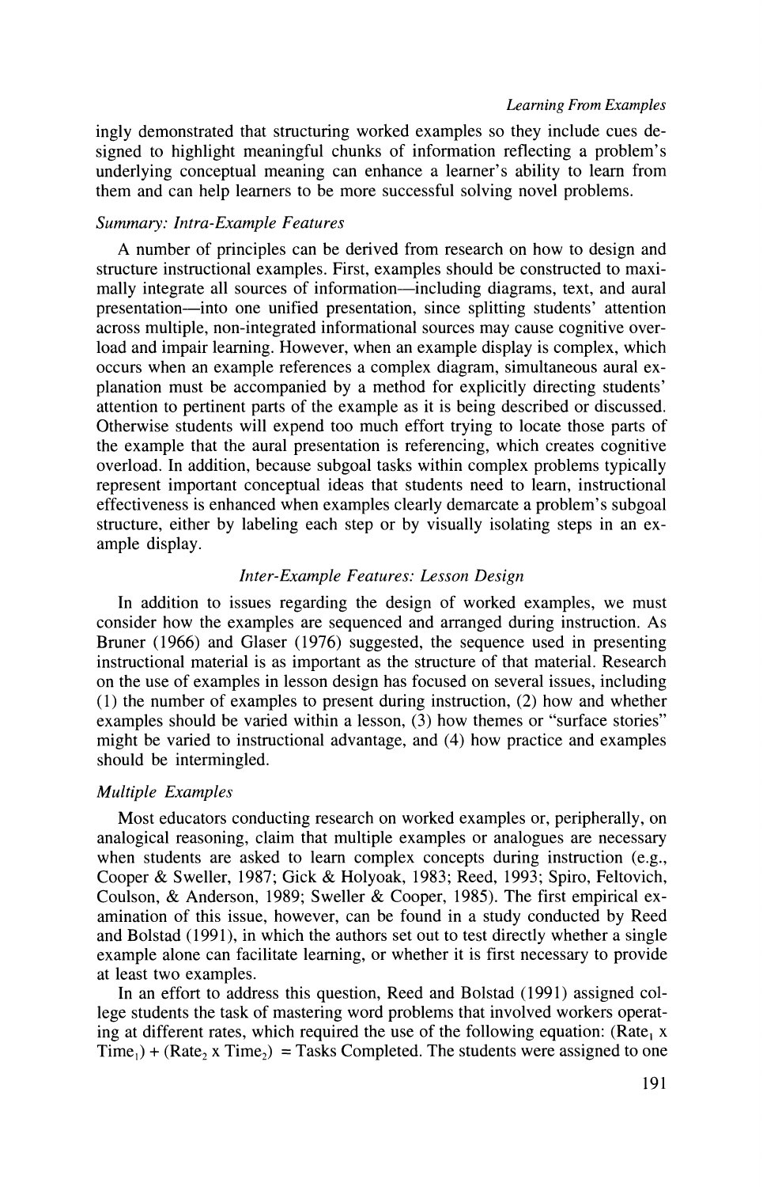ingly demonstrated that structuring worked examples so they include cues designed to highlight meaningful chunks of information reflecting a problem's underlying conceptual meaning can enhance a learner's ability to learn from them and can help learners to be more successful solving novel problems.

### *Summary: Intra-Example Features*

A number of principles can be derived from research on how to design and structure instructional examples. First, examples should be constructed to maximally integrate all sources of information—including diagrams, text, and aural presentation—into one unified presentation, since splitting students' attention across multiple, non-integrated informational sources may cause cognitive overload and impair learning. However, when an example display is complex, which occurs when an example references a complex diagram, simultaneous aural explanation must be accompanied by a method for explicitly directing students' attention to pertinent parts of the example as it is being described or discussed. Otherwise students will expend too much effort trying to locate those parts of the example that the aural presentation is referencing, which creates cognitive overload. In addition, because subgoal tasks within complex problems typically represent important conceptual ideas that students need to learn, instructional effectiveness is enhanced when examples clearly demarcate a problem's subgoal structure, either by labeling each step or by visually isolating steps in an example display.

## *Inter-Example Features: Lesson Design*

In addition to issues regarding the design of worked examples, we must consider how the examples are sequenced and arranged during instruction. As Bruner (1966) and Glaser (1976) suggested, the sequence used in presenting instructional material is as important as the structure of that material. Research on the use of examples in lesson design has focused on several issues, including (1) the number of examples to present during instruction, (2) how and whether examples should be varied within a lesson, (3) how themes or "surface stories" might be varied to instructional advantage, and (4) how practice and examples should be intermingled.

### *Multiple Examples*

Most educators conducting research on worked examples or, peripherally, on analogical reasoning, claim that multiple examples or analogues are necessary when students are asked to learn complex concepts during instruction (e.g., Cooper & Sweller, 1987; Gick & Holyoak, 1983; Reed, 1993; Spiro, Feltovich, Coulson, & Anderson, 1989; Sweller & Cooper, 1985). The first empirical examination of this issue, however, can be found in a study conducted by Reed and Bolstad (1991), in which the authors set out to test directly whether a single example alone can facilitate learning, or whether it is first necessary to provide at least two examples.

In an effort to address this question, Reed and Bolstad (1991) assigned college students the task of mastering word problems that involved workers operating at different rates, which required the use of the following equation: $(\text{Rate}_1 \times \text{Time}_1) + (\text{Rate}_2 \times \text{Time}_2) = \text{Tasks Completed}$. The students were assigned to one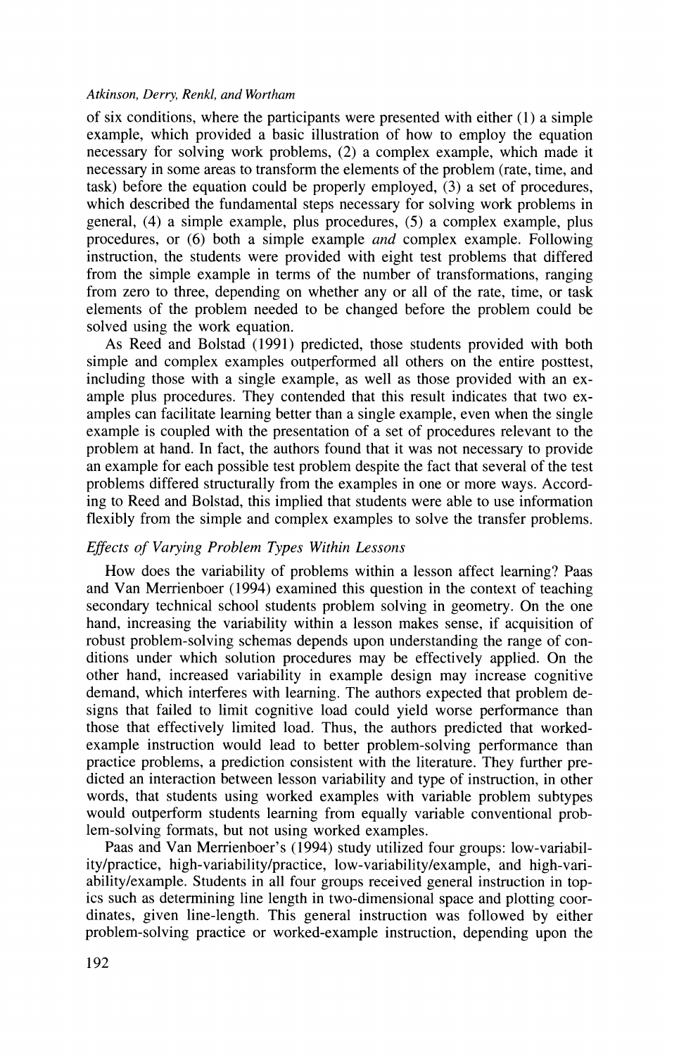of six conditions, where the participants were presented with either (1) a simple example, which provided a basic illustration of how to employ the equation necessary for solving work problems, (2) a complex example, which made it necessary in some areas to transform the elements of the problem (rate, time, and task) before the equation could be properly employed, (3) a set of procedures, which described the fundamental steps necessary for solving work problems in general, (4) a simple example, plus procedures, (5) a complex example, plus procedures, or (6) both a simple example *and* complex example. Following instruction, the students were provided with eight test problems that differed from the simple example in terms of the number of transformations, ranging from zero to three, depending on whether any or all of the rate, time, or task elements of the problem needed to be changed before the problem could be solved using the work equation.

As Reed and Bolstad (1991) predicted, those students provided with both simple and complex examples outperformed all others on the entire posttest, including those with a single example, as well as those provided with an example plus procedures. They contended that this result indicates that two examples can facilitate learning better than a single example, even when the single example is coupled with the presentation of a set of procedures relevant to the problem at hand. In fact, the authors found that it was not necessary to provide an example for each possible test problem despite the fact that several of the test problems differed structurally from the examples in one or more ways. According to Reed and Bolstad, this implied that students were able to use information flexibly from the simple and complex examples to solve the transfer problems.

### *Effects of Varying Problem Types Within Lessons*

How does the variability of problems within a lesson affect learning? Paas and Van Merrienboer (1994) examined this question in the context of teaching secondary technical school students problem solving in geometry. On the one hand, increasing the variability within a lesson makes sense, if acquisition of robust problem-solving schemas depends upon understanding the range of conditions under which solution procedures may be effectively applied. On the other hand, increased variability in example design may increase cognitive demand, which interferes with learning. The authors expected that problem designs that failed to limit cognitive load could yield worse performance than those that effectively limited load. Thus, the authors predicted that worked-example instruction would lead to better problem-solving performance than practice problems, a prediction consistent with the literature. They further predicted an interaction between lesson variability and type of instruction, in other words, that students using worked examples with variable problem subtypes would outperform students learning from equally variable conventional problem-solving formats, but not using worked examples.

Paas and Van Merrienboer's (1994) study utilized four groups: low-variability/practice, high-variability/practice, low-variability/example, and high-variability/example. Students in all four groups received general instruction in topics such as determining line length in two-dimensional space and plotting coordinates, given line-length. This general instruction was followed by either problem-solving practice or worked-example instruction, depending upon the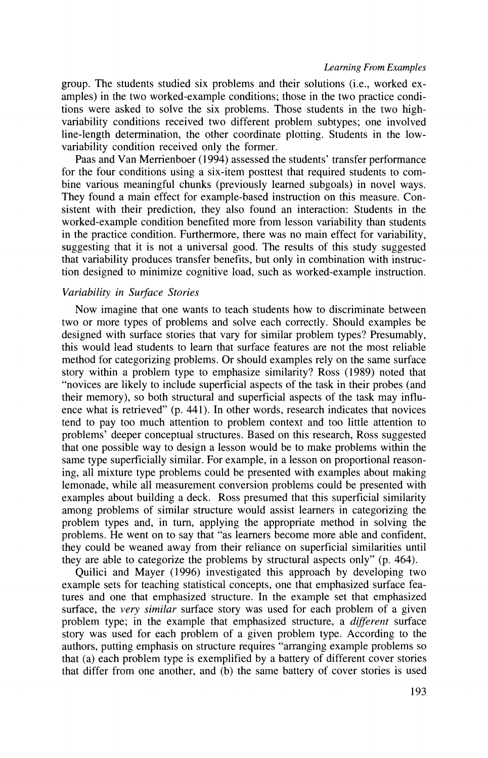group. The students studied six problems and their solutions (i.e., worked examples) in the two worked-example conditions; those in the two practice conditions were asked to solve the six problems. Those students in the two high-variability conditions received two different problem subtypes; one involved line-length determination, the other coordinate plotting. Students in the low-variability condition received only the former.

Paas and Van Merrienboer (1994) assessed the students' transfer performance for the four conditions using a six-item posttest that required students to combine various meaningful chunks (previously learned subgoals) in novel ways. They found a main effect for example-based instruction on this measure. Consistent with their prediction, they also found an interaction: Students in the worked-example condition benefited more from lesson variability than students in the practice condition. Furthermore, there was no main effect for variability, suggesting that it is not a universal good. The results of this study suggested that variability produces transfer benefits, but only in combination with instruction designed to minimize cognitive load, such as worked-example instruction.

### *Variability in Surface Stories*

Now imagine that one wants to teach students how to discriminate between two or more types of problems and solve each correctly. Should examples be designed with surface stories that vary for similar problem types? Presumably, this would lead students to learn that surface features are not the most reliable method for categorizing problems. Or should examples rely on the same surface story within a problem type to emphasize similarity? Ross (1989) noted that "novices are likely to include superficial aspects of the task in their probes (and their memory), so both structural and superficial aspects of the task may influence what is retrieved" (p. 441). In other words, research indicates that novices tend to pay too much attention to problem context and too little attention to problems' deeper conceptual structures. Based on this research, Ross suggested that one possible way to design a lesson would be to make problems within the same type superficially similar. For example, in a lesson on proportional reasoning, all mixture type problems could be presented with examples about making lemonade, while all measurement conversion problems could be presented with examples about building a deck. Ross presumed that this superficial similarity among problems of similar structure would assist learners in categorizing the problem types and, in turn, applying the appropriate method in solving the problems. He went on to say that "as learners become more able and confident, they could be weaned away from their reliance on superficial similarities until they are able to categorize the problems by structural aspects only" (p. 464).

Quilici and Mayer (1996) investigated this approach by developing two example sets for teaching statistical concepts, one that emphasized surface features and one that emphasized structure. In the example set that emphasized surface, the *very similar* surface story was used for each problem of a given problem type; in the example that emphasized structure, a *different* surface story was used for each problem of a given problem type. According to the authors, putting emphasis on structure requires "arranging example problems so that (a) each problem type is exemplified by a battery of different cover stories that differ from one another, and (b) the same battery of cover stories is used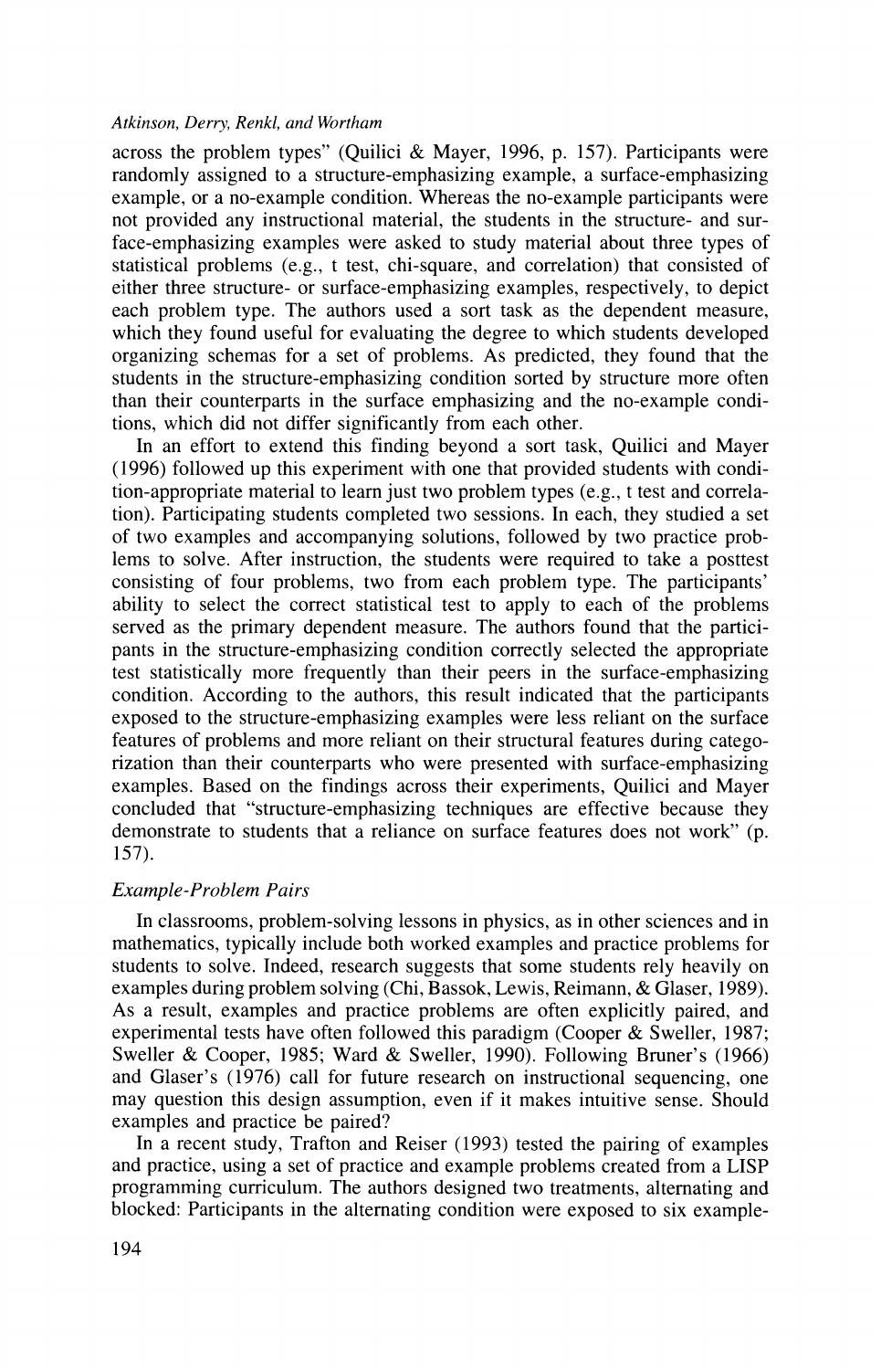across the problem types" (Quilici & Mayer, 1996, p. 157). Participants were randomly assigned to a structure-emphasizing example, a surface-emphasizing example, or a no-example condition. Whereas the no-example participants were not provided any instructional material, the students in the structure- and surface-emphasizing examples were asked to study material about three types of statistical problems (e.g., t test, chi-square, and correlation) that consisted of either three structure- or surface-emphasizing examples, respectively, to depict each problem type. The authors used a sort task as the dependent measure, which they found useful for evaluating the degree to which students developed organizing schemas for a set of problems. As predicted, they found that the students in the structure-emphasizing condition sorted by structure more often than their counterparts in the surface emphasizing and the no-example conditions, which did not differ significantly from each other.

In an effort to extend this finding beyond a sort task, Quilici and Mayer (1996) followed up this experiment with one that provided students with condition-appropriate material to learn just two problem types (e.g., t test and correlation). Participating students completed two sessions. In each, they studied a set of two examples and accompanying solutions, followed by two practice problems to solve. After instruction, the students were required to take a posttest consisting of four problems, two from each problem type. The participants' ability to select the correct statistical test to apply to each of the problems served as the primary dependent measure. The authors found that the participants in the structure-emphasizing condition correctly selected the appropriate test statistically more frequently than their peers in the surface-emphasizing condition. According to the authors, this result indicated that the participants exposed to the structure-emphasizing examples were less reliant on the surface features of problems and more reliant on their structural features during categorization than their counterparts who were presented with surface-emphasizing examples. Based on the findings across their experiments, Quilici and Mayer concluded that "structure-emphasizing techniques are effective because they demonstrate to students that a reliance on surface features does not work" (p. 157).

### *Example-Problem Pairs*

In classrooms, problem-solving lessons in physics, as in other sciences and in mathematics, typically include both worked examples and practice problems for students to solve. Indeed, research suggests that some students rely heavily on examples during problem solving (Chi, Bassok, Lewis, Reimann, & Glaser, 1989). As a result, examples and practice problems are often explicitly paired, and experimental tests have often followed this paradigm (Cooper & Sweller, 1987; Sweller & Cooper, 1985; Ward & Sweller, 1990). Following Bruner's (1966) and Glaser's (1976) call for future research on instructional sequencing, one may question this design assumption, even if it makes intuitive sense. Should examples and practice be paired?

In a recent study, Trafton and Reiser (1993) tested the pairing of examples and practice, using a set of practice and example problems created from a LISP programming curriculum. The authors designed two treatments, alternating and blocked: Participants in the alternating condition were exposed to six example-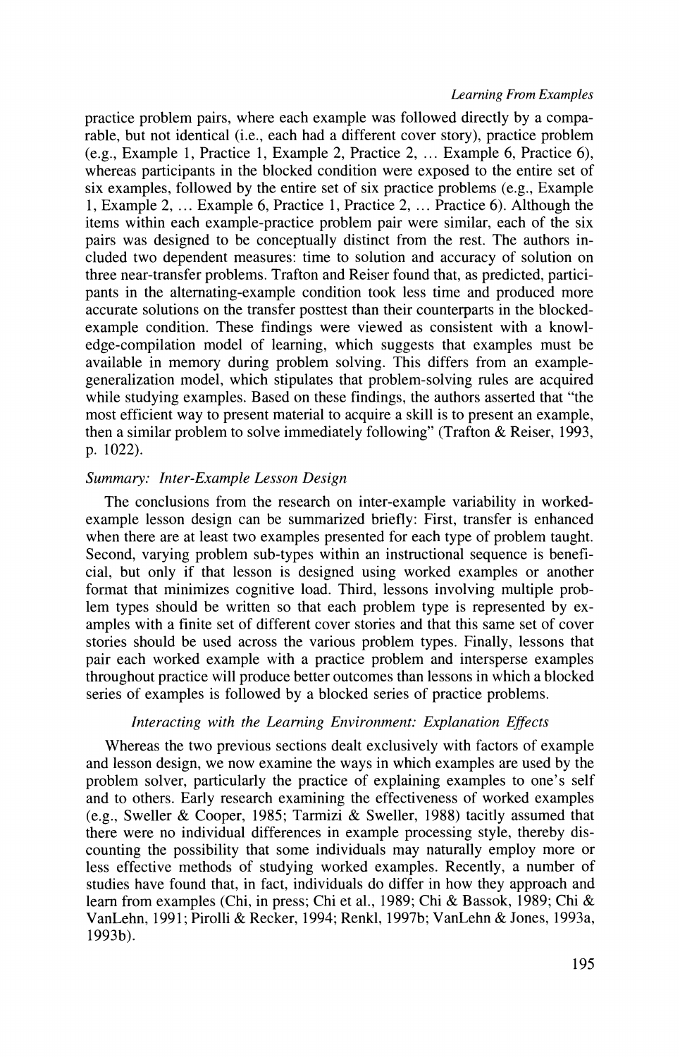practice problem pairs, where each example was followed directly by a comparable, but not identical (i.e., each had a different cover story), practice problem (e.g., Example 1, Practice 1, Example 2, Practice 2, … Example 6, Practice 6), whereas participants in the blocked condition were exposed to the entire set of six examples, followed by the entire set of six practice problems (e.g., Example 1, Example 2, … Example 6, Practice 1, Practice 2, … Practice 6). Although the items within each example-practice problem pair were similar, each of the six pairs was designed to be conceptually distinct from the rest. The authors included two dependent measures: time to solution and accuracy of solution on three near-transfer problems. Trafton and Reiser found that, as predicted, participants in the alternating-example condition took less time and produced more accurate solutions on the transfer posttest than their counterparts in the blocked-example condition. These findings were viewed as consistent with a knowledge-compilation model of learning, which suggests that examples must be available in memory during problem solving. This differs from an example-generalization model, which stipulates that problem-solving rules are acquired while studying examples. Based on these findings, the authors asserted that "the most efficient way to present material to acquire a skill is to present an example, then a similar problem to solve immediately following" (Trafton & Reiser, 1993, p. 1022).

### *Summary: Inter-Example Lesson Design*

The conclusions from the research on inter-example variability in worked-example lesson design can be summarized briefly: First, transfer is enhanced when there are at least two examples presented for each type of problem taught. Second, varying problem sub-types within an instructional sequence is beneficial, but only if that lesson is designed using worked examples or another format that minimizes cognitive load. Third, lessons involving multiple problem types should be written so that each problem type is represented by examples with a finite set of different cover stories and that this same set of cover stories should be used across the various problem types. Finally, lessons that pair each worked example with a practice problem and intersperse examples throughout practice will produce better outcomes than lessons in which a blocked series of examples is followed by a blocked series of practice problems.

## *Interacting with the Learning Environment: Explanation Effects*

Whereas the two previous sections dealt exclusively with factors of example and lesson design, we now examine the ways in which examples are used by the problem solver, particularly the practice of explaining examples to one's self and to others. Early research examining the effectiveness of worked examples (e.g., Sweller & Cooper, 1985; Tarmizi & Sweller, 1988) tacitly assumed that there were no individual differences in example processing style, thereby discounting the possibility that some individuals may naturally employ more or less effective methods of studying worked examples. Recently, a number of studies have found that, in fact, individuals do differ in how they approach and learn from examples (Chi, in press; Chi et al., 1989; Chi & Bassok, 1989; Chi & VanLehn, 1991; Pirolli & Recker, 1994; Renkl, 1997b; VanLehn & Jones, 1993a, 1993b).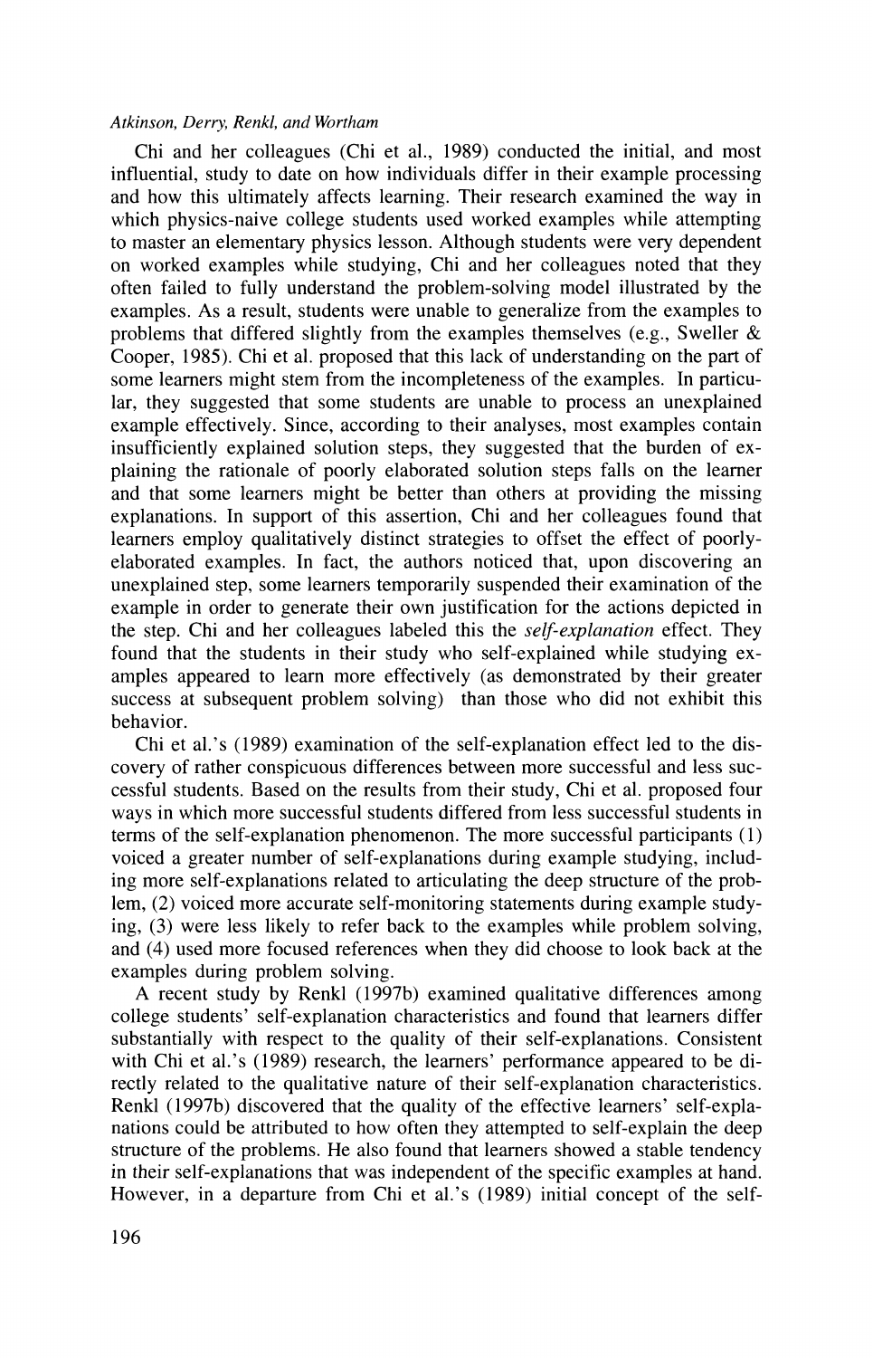Chi and her colleagues (Chi et al., 1989) conducted the initial, and most influential, study to date on how individuals differ in their example processing and how this ultimately affects learning. Their research examined the way in which physics-naive college students used worked examples while attempting to master an elementary physics lesson. Although students were very dependent on worked examples while studying, Chi and her colleagues noted that they often failed to fully understand the problem-solving model illustrated by the examples. As a result, students were unable to generalize from the examples to problems that differed slightly from the examples themselves (e.g., Sweller & Cooper, 1985). Chi et al. proposed that this lack of understanding on the part of some learners might stem from the incompleteness of the examples. In particular, they suggested that some students are unable to process an unexplained example effectively. Since, according to their analyses, most examples contain insufficiently explained solution steps, they suggested that the burden of explaining the rationale of poorly elaborated solution steps falls on the learner and that some learners might be better than others at providing the missing explanations. In support of this assertion, Chi and her colleagues found that learners employ qualitatively distinct strategies to offset the effect of poorly-elaborated examples. In fact, the authors noticed that, upon discovering an unexplained step, some learners temporarily suspended their examination of the example in order to generate their own justification for the actions depicted in the step. Chi and her colleagues labeled this the *self-explanation* effect. They found that the students in their study who self-explained while studying examples appeared to learn more effectively (as demonstrated by their greater success at subsequent problem solving) than those who did not exhibit this behavior.

Chi et al.'s (1989) examination of the self-explanation effect led to the discovery of rather conspicuous differences between more successful and less successful students. Based on the results from their study, Chi et al. proposed four ways in which more successful students differed from less successful students in terms of the self-explanation phenomenon. The more successful participants (1) voiced a greater number of self-explanations during example studying, including more self-explanations related to articulating the deep structure of the problem, (2) voiced more accurate self-monitoring statements during example studying, (3) were less likely to refer back to the examples while problem solving, and (4) used more focused references when they did choose to look back at the examples during problem solving.

A recent study by Renkl (1997b) examined qualitative differences among college students' self-explanation characteristics and found that learners differ substantially with respect to the quality of their self-explanations. Consistent with Chi et al.'s (1989) research, the learners' performance appeared to be directly related to the qualitative nature of their self-explanation characteristics. Renkl (1997b) discovered that the quality of the effective learners' self-explanations could be attributed to how often they attempted to self-explain the deep structure of the problems. He also found that learners showed a stable tendency in their self-explanations that was independent of the specific examples at hand. However, in a departure from Chi et al.'s (1989) initial concept of the self-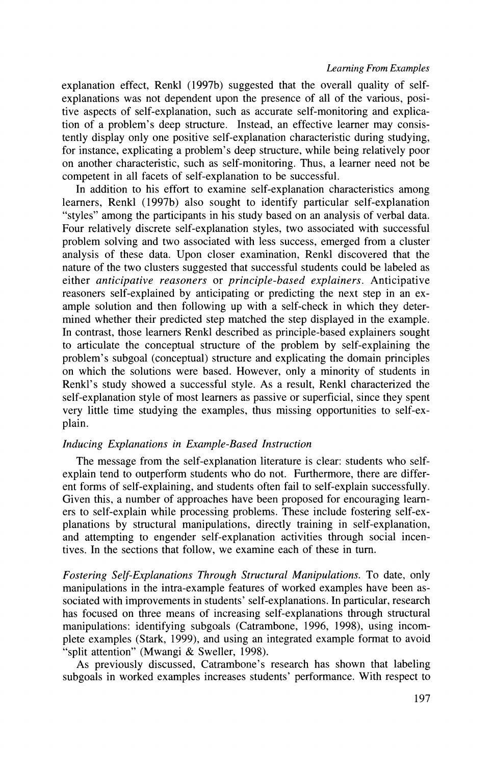explanation effect, Renkl (1997b) suggested that the overall quality of self-explanations was not dependent upon the presence of all of the various, positive aspects of self-explanation, such as accurate self-monitoring and explication of a problem's deep structure. Instead, an effective learner may consistently display only one positive self-explanation characteristic during studying, for instance, explicating a problem's deep structure, while being relatively poor on another characteristic, such as self-monitoring. Thus, a learner need not be competent in all facets of self-explanation to be successful.

In addition to his effort to examine self-explanation characteristics among learners, Renkl (1997b) also sought to identify particular self-explanation "styles" among the participants in his study based on an analysis of verbal data. Four relatively discrete self-explanation styles, two associated with successful problem solving and two associated with less success, emerged from a cluster analysis of these data. Upon closer examination, Renkl discovered that the nature of the two clusters suggested that successful students could be labeled as either *anticipative reasoners* or *principle-based explainers*. Anticipative reasoners self-explained by anticipating or predicting the next step in an example solution and then following up with a self-check in which they determined whether their predicted step matched the step displayed in the example. In contrast, those learners Renkl described as principle-based explainers sought to articulate the conceptual structure of the problem by self-explaining the problem's subgoal (conceptual) structure and explicating the domain principles on which the solutions were based. However, only a minority of students in Renkl's study showed a successful style. As a result, Renkl characterized the self-explanation style of most learners as passive or superficial, since they spent very little time studying the examples, thus missing opportunities to self-explain.

### *Inducing Explanations in Example-Based Instruction*

The message from the self-explanation literature is clear: students who self-explain tend to outperform students who do not. Furthermore, there are different forms of self-explaining, and students often fail to self-explain successfully. Given this, a number of approaches have been proposed for encouraging learners to self-explain while processing problems. These include fostering self-explanations by structural manipulations, directly training in self-explanation, and attempting to engender self-explanation activities through social incentives. In the sections that follow, we examine each of these in turn.

*Fostering Self-Explanations Through Structural Manipulations.* To date, only manipulations in the intra-example features of worked examples have been associated with improvements in students' self-explanations. In particular, research has focused on three means of increasing self-explanations through structural manipulations: identifying subgoals (Catrambone, 1996, 1998), using incomplete examples (Stark, 1999), and using an integrated example format to avoid "split attention" (Mwangi & Sweller, 1998).

As previously discussed, Catrambone's research has shown that labeling subgoals in worked examples increases students' performance. With respect to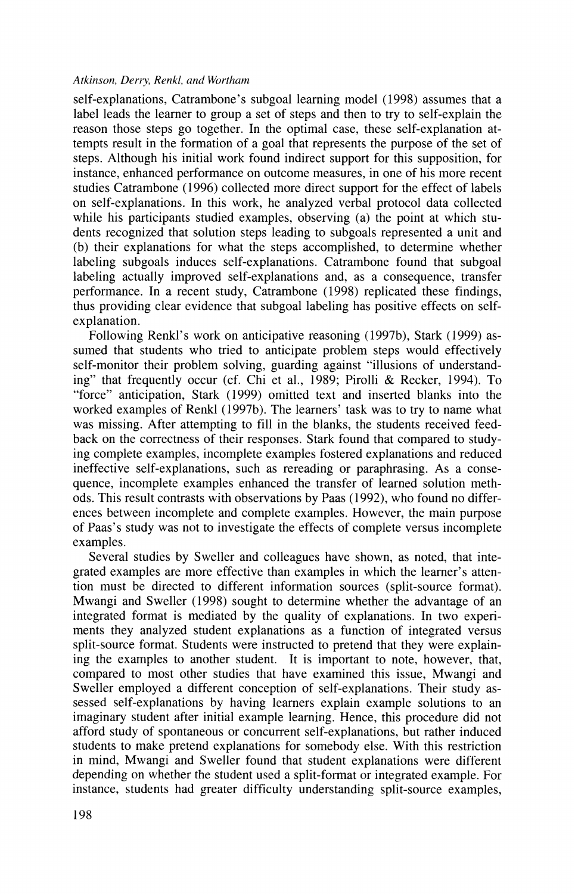self-explanations, Catrambone's subgoal learning model (1998) assumes that a label leads the learner to group a set of steps and then to try to self-explain the reason those steps go together. In the optimal case, these self-explanation attempts result in the formation of a goal that represents the purpose of the set of steps. Although his initial work found indirect support for this supposition, for instance, enhanced performance on outcome measures, in one of his more recent studies Catrambone (1996) collected more direct support for the effect of labels on self-explanations. In this work, he analyzed verbal protocol data collected while his participants studied examples, observing (a) the point at which students recognized that solution steps leading to subgoals represented a unit and (b) their explanations for what the steps accomplished, to determine whether labeling subgoals induces self-explanations. Catrambone found that subgoal labeling actually improved self-explanations and, as a consequence, transfer performance. In a recent study, Catrambone (1998) replicated these findings, thus providing clear evidence that subgoal labeling has positive effects on self-explanation.

Following Renkl's work on anticipative reasoning (1997b), Stark (1999) assumed that students who tried to anticipate problem steps would effectively self-monitor their problem solving, guarding against "illusions of understanding" that frequently occur (cf. Chi et al., 1989; Pirolli & Recker, 1994). To "force" anticipation, Stark (1999) omitted text and inserted blanks into the worked examples of Renkl (1997b). The learners' task was to try to name what was missing. After attempting to fill in the blanks, the students received feedback on the correctness of their responses. Stark found that compared to studying complete examples, incomplete examples fostered explanations and reduced ineffective self-explanations, such as rereading or paraphrasing. As a consequence, incomplete examples enhanced the transfer of learned solution methods. This result contrasts with observations by Paas (1992), who found no differences between incomplete and complete examples. However, the main purpose of Paas's study was not to investigate the effects of complete versus incomplete examples.

Several studies by Sweller and colleagues have shown, as noted, that integrated examples are more effective than examples in which the learner's attention must be directed to different information sources (split-source format). Mwangi and Sweller (1998) sought to determine whether the advantage of an integrated format is mediated by the quality of explanations. In two experiments they analyzed student explanations as a function of integrated versus split-source format. Students were instructed to pretend that they were explaining the examples to another student. It is important to note, however, that, compared to most other studies that have examined this issue, Mwangi and Sweller employed a different conception of self-explanations. Their study assessed self-explanations by having learners explain example solutions to an imaginary student after initial example learning. Hence, this procedure did not afford study of spontaneous or concurrent self-explanations, but rather induced students to make pretend explanations for somebody else. With this restriction in mind, Mwangi and Sweller found that student explanations were different depending on whether the student used a split-format or integrated example. For instance, students had greater difficulty understanding split-source examples,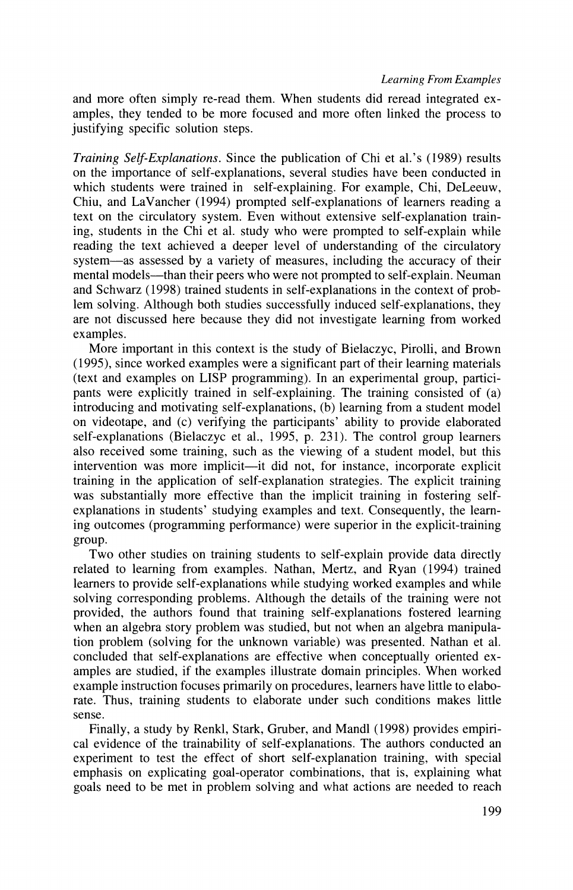and more often simply re-read them. When students did reread integrated examples, they tended to be more focused and more often linked the process to justifying specific solution steps.

*Training Self-Explanations.* Since the publication of Chi et al.'s (1989) results on the importance of self-explanations, several studies have been conducted in which students were trained in self-explaining. For example, Chi, DeLeeuw, Chiu, and LaVancher (1994) prompted self-explanations of learners reading a text on the circulatory system. Even without extensive self-explanation training, students in the Chi et al. study who were prompted to self-explain while reading the text achieved a deeper level of understanding of the circulatory system—as assessed by a variety of measures, including the accuracy of their mental models—than their peers who were not prompted to self-explain. Neuman and Schwarz (1998) trained students in self-explanations in the context of problem solving. Although both studies successfully induced self-explanations, they are not discussed here because they did not investigate learning from worked examples.

More important in this context is the study of Bielaczyc, Pirolli, and Brown (1995), since worked examples were a significant part of their learning materials (text and examples on LISP programming). In an experimental group, participants were explicitly trained in self-explaining. The training consisted of (a) introducing and motivating self-explanations, (b) learning from a student model on videotape, and (c) verifying the participants' ability to provide elaborated self-explanations (Bielaczyc et al., 1995, p. 231). The control group learners also received some training, such as the viewing of a student model, but this intervention was more implicit—it did not, for instance, incorporate explicit training in the application of self-explanation strategies. The explicit training was substantially more effective than the implicit training in fostering self-explanations in students' studying examples and text. Consequently, the learning outcomes (programming performance) were superior in the explicit-training group.

Two other studies on training students to self-explain provide data directly related to learning from examples. Nathan, Mertz, and Ryan (1994) trained learners to provide self-explanations while studying worked examples and while solving corresponding problems. Although the details of the training were not provided, the authors found that training self-explanations fostered learning when an algebra story problem was studied, but not when an algebra manipulation problem (solving for the unknown variable) was presented. Nathan et al. concluded that self-explanations are effective when conceptually oriented examples are studied, if the examples illustrate domain principles. When worked example instruction focuses primarily on procedures, learners have little to elaborate. Thus, training students to elaborate under such conditions makes little sense.

Finally, a study by Renkl, Stark, Gruber, and Mandl (1998) provides empirical evidence of the trainability of self-explanations. The authors conducted an experiment to test the effect of short self-explanation training, with special emphasis on explicating goal-operator combinations, that is, explaining what goals need to be met in problem solving and what actions are needed to reach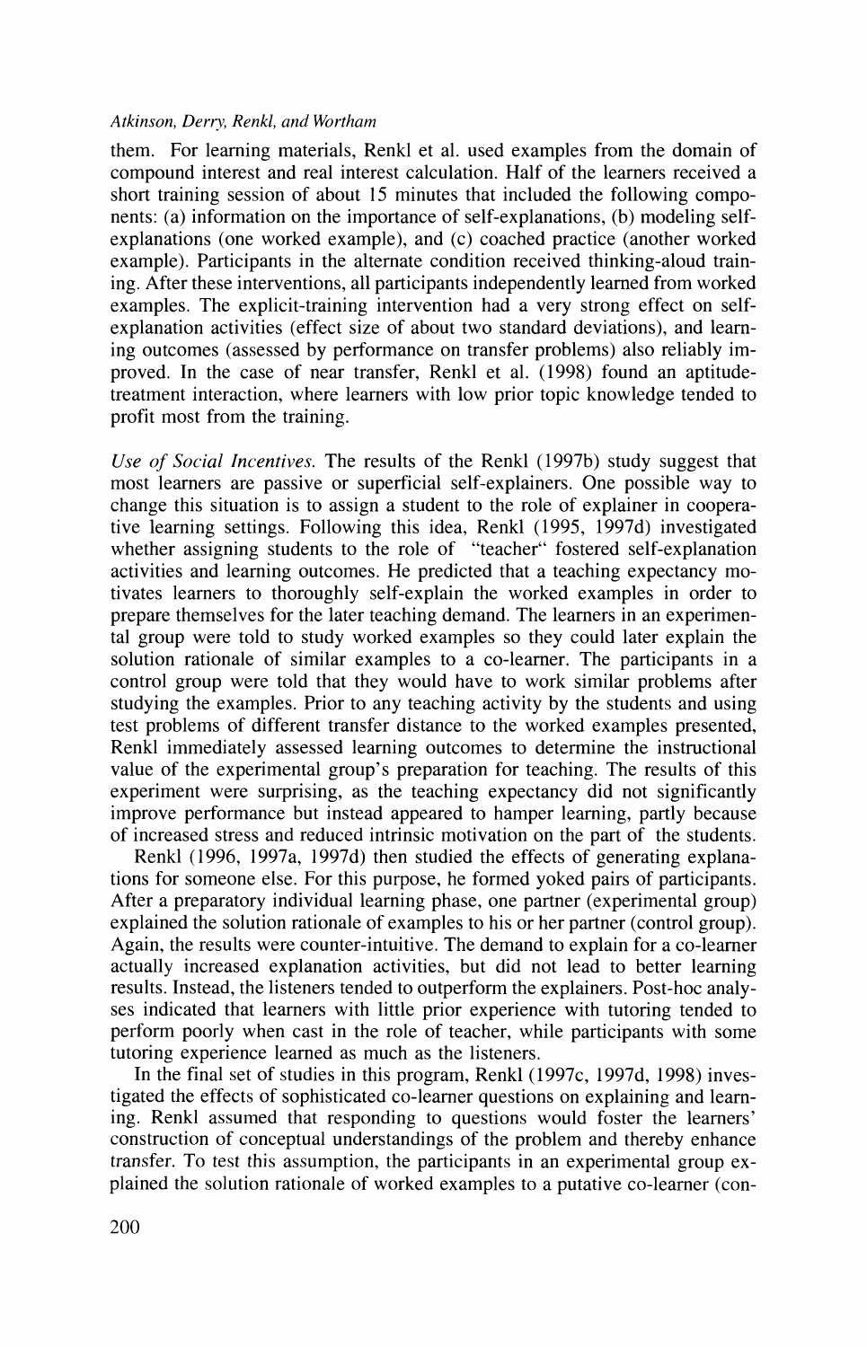them. For learning materials, Renkl et al. used examples from the domain of compound interest and real interest calculation. Half of the learners received a short training session of about 15 minutes that included the following components: (a) information on the importance of self-explanations, (b) modeling self-explanations (one worked example), and (c) coached practice (another worked example). Participants in the alternate condition received thinking-aloud training. After these interventions, all participants independently learned from worked examples. The explicit-training intervention had a very strong effect on self-explanation activities (effect size of about two standard deviations), and learning outcomes (assessed by performance on transfer problems) also reliably improved. In the case of near transfer, Renkl et al. (1998) found an aptitude-treatment interaction, where learners with low prior topic knowledge tended to profit most from the training.

*Use of Social Incentives.* The results of the Renkl (1997b) study suggest that most learners are passive or superficial self-explainers. One possible way to change this situation is to assign a student to the role of explainer in cooperative learning settings. Following this idea, Renkl (1995, 1997d) investigated whether assigning students to the role of "teacher" fostered self-explanation activities and learning outcomes. He predicted that a teaching expectancy motivates learners to thoroughly self-explain the worked examples in order to prepare themselves for the later teaching demand. The learners in an experimental group were told to study worked examples so they could later explain the solution rationale of similar examples to a co-learner. The participants in a control group were told that they would have to work similar problems after studying the examples. Prior to any teaching activity by the students and using test problems of different transfer distance to the worked examples presented, Renkl immediately assessed learning outcomes to determine the instructional value of the experimental group's preparation for teaching. The results of this experiment were surprising, as the teaching expectancy did not significantly improve performance but instead appeared to hamper learning, partly because of increased stress and reduced intrinsic motivation on the part of the students.

Renkl (1996, 1997a, 1997d) then studied the effects of generating explanations for someone else. For this purpose, he formed yoked pairs of participants. After a preparatory individual learning phase, one partner (experimental group) explained the solution rationale of examples to his or her partner (control group). Again, the results were counter-intuitive. The demand to explain for a co-learner actually increased explanation activities, but did not lead to better learning results. Instead, the listeners tended to outperform the explainers. Post-hoc analyses indicated that learners with little prior experience with tutoring tended to perform poorly when cast in the role of teacher, while participants with some tutoring experience learned as much as the listeners.

In the final set of studies in this program, Renkl (1997c, 1997d, 1998) investigated the effects of sophisticated co-learner questions on explaining and learning. Renkl assumed that responding to questions would foster the learners' construction of conceptual understandings of the problem and thereby enhance transfer. To test this assumption, the participants in an experimental group explained the solution rationale of worked examples to a putative co-learner (con-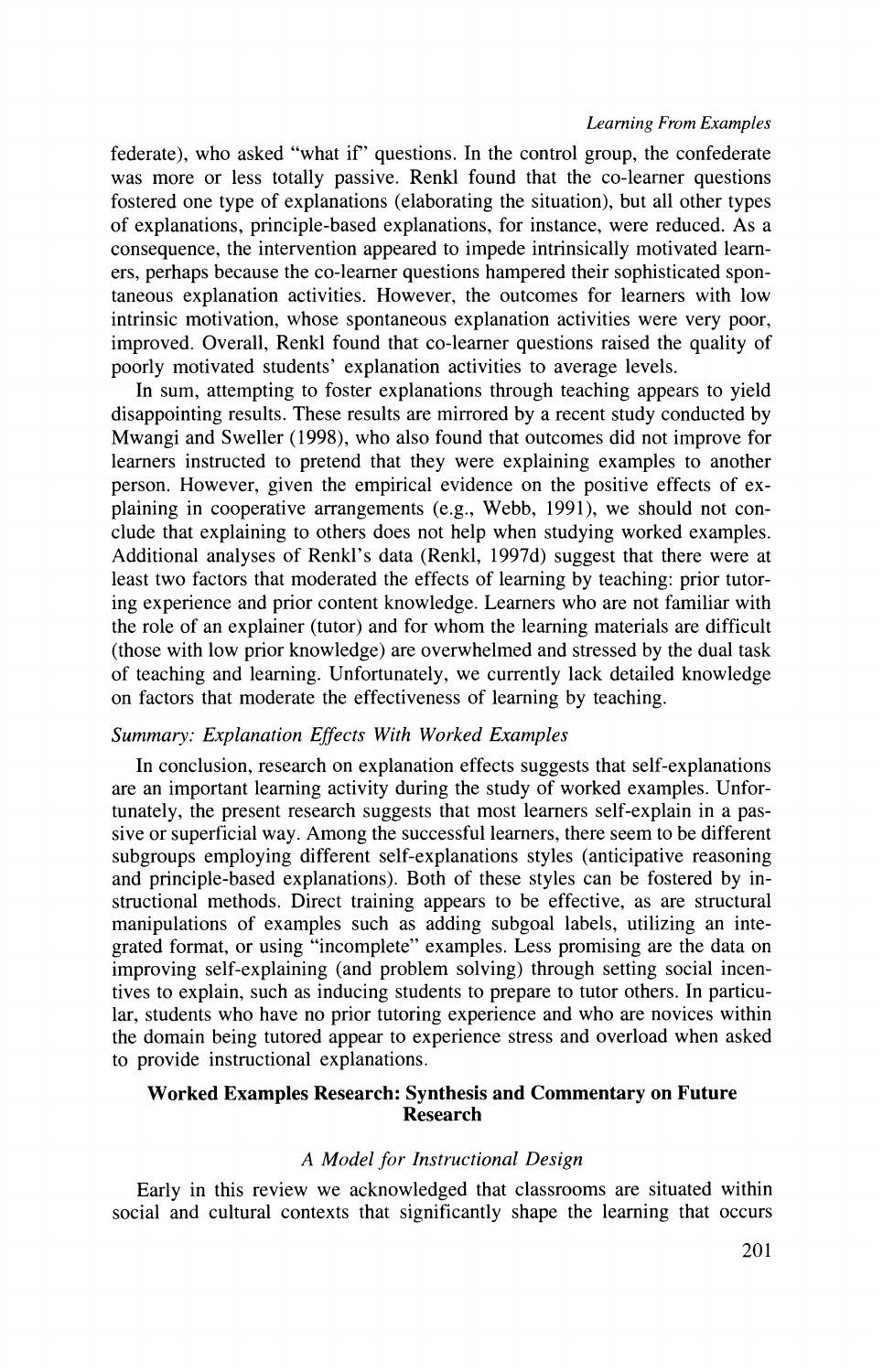federate), who asked "what if" questions. In the control group, the confederate was more or less totally passive. Renkl found that the co-learner questions fostered one type of explanations (elaborating the situation), but all other types of explanations, principle-based explanations, for instance, were reduced. As a consequence, the intervention appeared to impede intrinsically motivated learners, perhaps because the co-learner questions hampered their sophisticated spontaneous explanation activities. However, the outcomes for learners with low intrinsic motivation, whose spontaneous explanation activities were very poor, improved. Overall, Renkl found that co-learner questions raised the quality of poorly motivated students' explanation activities to average levels.

In sum, attempting to foster explanations through teaching appears to yield disappointing results. These results are mirrored by a recent study conducted by Mwangi and Sweller (1998), who also found that outcomes did not improve for learners instructed to pretend that they were explaining examples to another person. However, given the empirical evidence on the positive effects of explaining in cooperative arrangements (e.g., Webb, 1991), we should not conclude that explaining to others does not help when studying worked examples. Additional analyses of Renkl's data (Renkl, 1997d) suggest that there were at least two factors that moderated the effects of learning by teaching: prior tutoring experience and prior content knowledge. Learners who are not familiar with the role of an explainer (tutor) and for whom the learning materials are difficult (those with low prior knowledge) are overwhelmed and stressed by the dual task of teaching and learning. Unfortunately, we currently lack detailed knowledge on factors that moderate the effectiveness of learning by teaching.

### *Summary: Explanation Effects With Worked Examples*

In conclusion, research on explanation effects suggests that self-explanations are an important learning activity during the study of worked examples. Unfortunately, the present research suggests that most learners self-explain in a passive or superficial way. Among the successful learners, there seem to be different subgroups employing different self-explanations styles (anticipative reasoning and principle-based explanations). Both of these styles can be fostered by instructional methods. Direct training appears to be effective, as are structural manipulations of examples such as adding subgoal labels, utilizing an integrated format, or using "incomplete" examples. Less promising are the data on improving self-explaining (and problem solving) through setting social incentives to explain, such as inducing students to prepare to tutor others. In particular, students who have no prior tutoring experience and who are novices within the domain being tutored appear to experience stress and overload when asked to provide instructional explanations.

## Worked Examples Research: Synthesis and Commentary on Future Research

### *A Model for Instructional Design*

Early in this review we acknowledged that classrooms are situated within social and cultural contexts that significantly shape the learning that occurs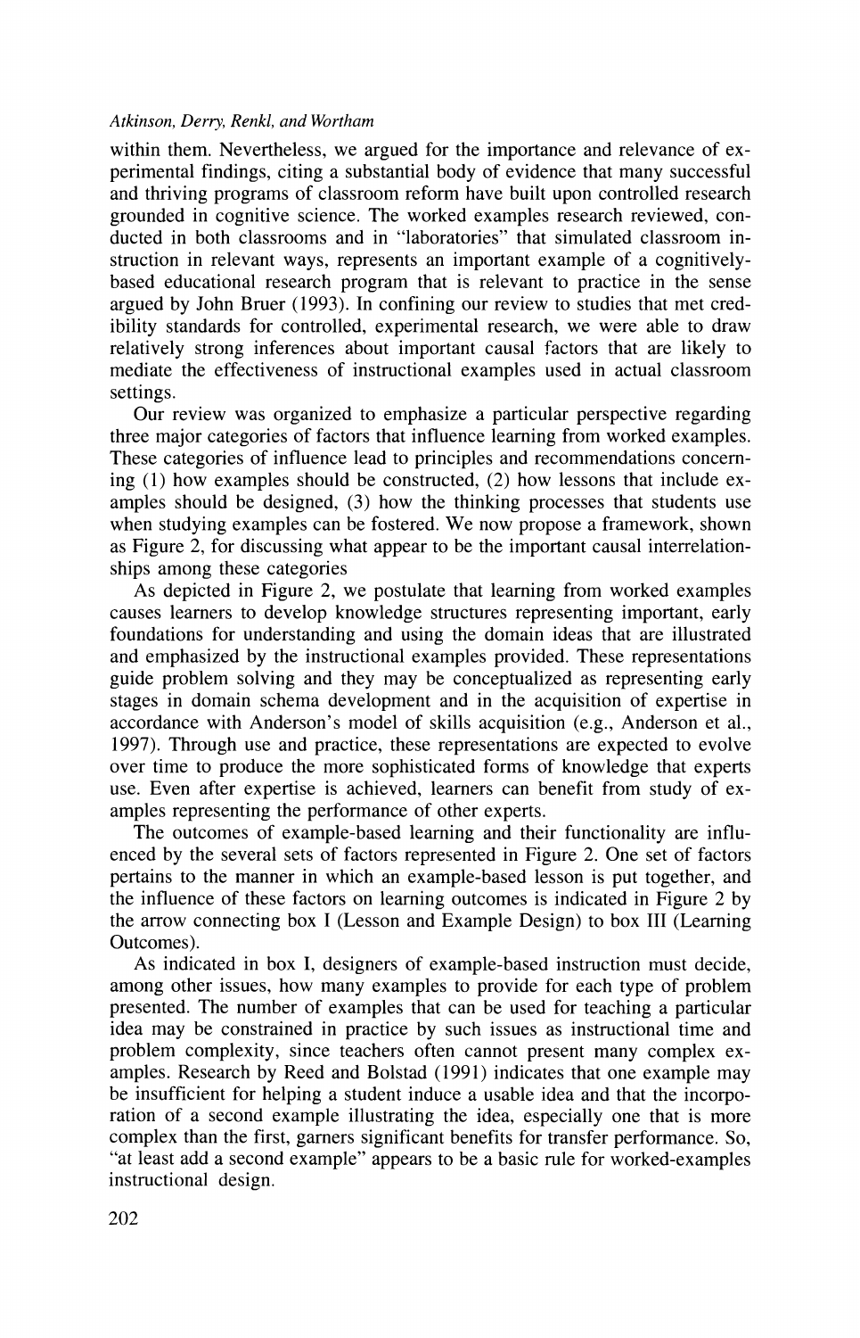within them. Nevertheless, we argued for the importance and relevance of experimental findings, citing a substantial body of evidence that many successful and thriving programs of classroom reform have built upon controlled research grounded in cognitive science. The worked examples research reviewed, conducted in both classrooms and in "laboratories" that simulated classroom instruction in relevant ways, represents an important example of a cognitively-based educational research program that is relevant to practice in the sense argued by John Bruer (1993). In confining our review to studies that met credibility standards for controlled, experimental research, we were able to draw relatively strong inferences about important causal factors that are likely to mediate the effectiveness of instructional examples used in actual classroom settings.

Our review was organized to emphasize a particular perspective regarding three major categories of factors that influence learning from worked examples. These categories of influence lead to principles and recommendations concerning (1) how examples should be constructed, (2) how lessons that include examples should be designed, (3) how the thinking processes that students use when studying examples can be fostered. We now propose a framework, shown as Figure 2, for discussing what appear to be the important causal interrelationships among these categories

As depicted in Figure 2, we postulate that learning from worked examples causes learners to develop knowledge structures representing important, early foundations for understanding and using the domain ideas that are illustrated and emphasized by the instructional examples provided. These representations guide problem solving and they may be conceptualized as representing early stages in domain schema development and in the acquisition of expertise in accordance with Anderson's model of skills acquisition (e.g., Anderson et al., 1997). Through use and practice, these representations are expected to evolve over time to produce the more sophisticated forms of knowledge that experts use. Even after expertise is achieved, learners can benefit from study of examples representing the performance of other experts.

The outcomes of example-based learning and their functionality are influenced by the several sets of factors represented in Figure 2. One set of factors pertains to the manner in which an example-based lesson is put together, and the influence of these factors on learning outcomes is indicated in Figure 2 by the arrow connecting box I (Lesson and Example Design) to box III (Learning Outcomes).

As indicated in box I, designers of example-based instruction must decide, among other issues, how many examples to provide for each type of problem presented. The number of examples that can be used for teaching a particular idea may be constrained in practice by such issues as instructional time and problem complexity, since teachers often cannot present many complex examples. Research by Reed and Bolstad (1991) indicates that one example may be insufficient for helping a student induce a usable idea and that the incorporation of a second example illustrating the idea, especially one that is more complex than the first, garners significant benefits for transfer performance. So, "at least add a second example" appears to be a basic rule for worked-examples instructional design.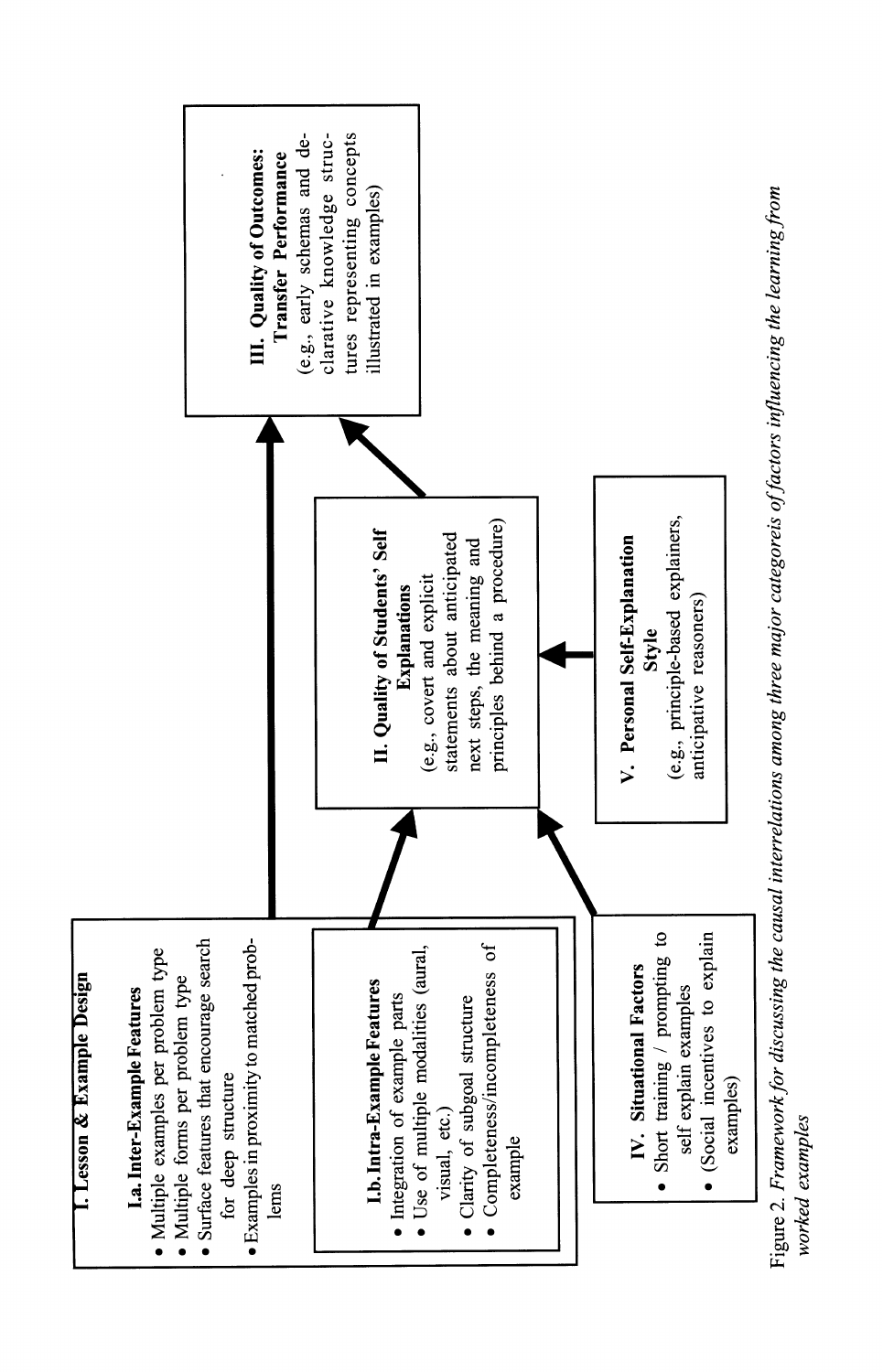**I. Lesson & Example Design**

**I.a. Inter-Example Features**

- Multiple examples per problem type
- Multiple forms per problem type
- Surface features that encourage search for deep structure
- Examples in proximity to matched problems

**I.b. Intra-Example Features**

- Integration of example parts
- Use of multiple modalities (aural, visual, etc.)
- Clarity of subgoal structure
- Completeness/incompleteness of example

**II. Quality of Students' Self Explanations**
(e.g., covert and explicit statements about anticipated next steps, the meaning and principles behind a procedure)

**III. Quality of Outcomes: Transfer Performance**
(e.g., early schemas and declarative knowledge structures representing concepts illustrated in examples)

**IV. Situational Factors**

- Short training / prompting to self explain examples
- (Social incentives to explain examples)

**V. Personal Self-Explanation Style**
(e.g., principle-based explainers, anticipative reasoners)

Figure 2. *Framework for discussing the causal interrelations among three major categoreis of factors influencing the learning from worked examples*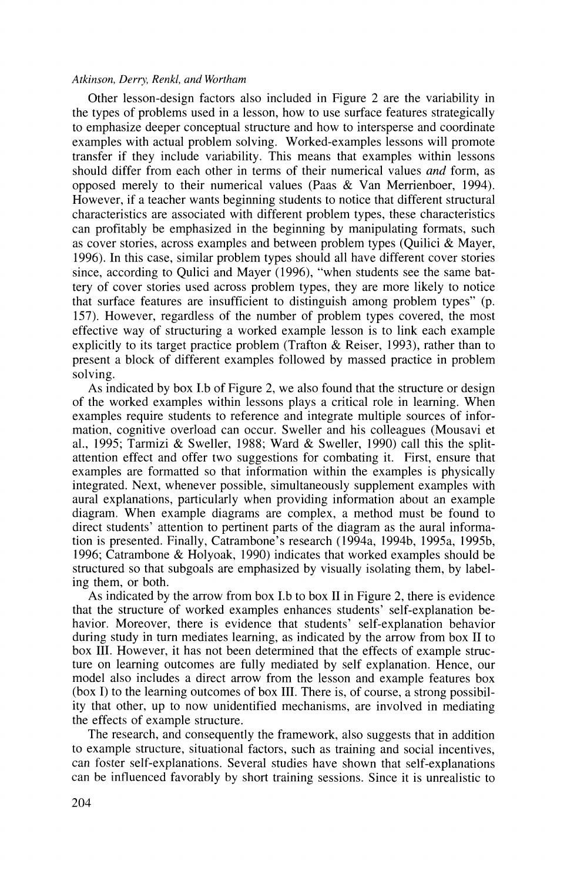Other lesson-design factors also included in Figure 2 are the variability in the types of problems used in a lesson, how to use surface features strategically to emphasize deeper conceptual structure and how to intersperse and coordinate examples with actual problem solving. Worked-examples lessons will promote transfer if they include variability. This means that examples within lessons should differ from each other in terms of their numerical values *and* form, as opposed merely to their numerical values (Paas & Van Merrienboer, 1994). However, if a teacher wants beginning students to notice that different structural characteristics are associated with different problem types, these characteristics can profitably be emphasized in the beginning by manipulating formats, such as cover stories, across examples and between problem types (Quilici & Mayer, 1996). In this case, similar problem types should all have different cover stories since, according to Qulici and Mayer (1996), "when students see the same battery of cover stories used across problem types, they are more likely to notice that surface features are insufficient to distinguish among problem types" (p. 157). However, regardless of the number of problem types covered, the most effective way of structuring a worked example lesson is to link each example explicitly to its target practice problem (Trafton & Reiser, 1993), rather than to present a block of different examples followed by massed practice in problem solving.

As indicated by box I.b of Figure 2, we also found that the structure or design of the worked examples within lessons plays a critical role in learning. When examples require students to reference and integrate multiple sources of information, cognitive overload can occur. Sweller and his colleagues (Mousavi et al., 1995; Tarmizi & Sweller, 1988; Ward & Sweller, 1990) call this the split-attention effect and offer two suggestions for combating it. First, ensure that examples are formatted so that information within the examples is physically integrated. Next, whenever possible, simultaneously supplement examples with aural explanations, particularly when providing information about an example diagram. When example diagrams are complex, a method must be found to direct students' attention to pertinent parts of the diagram as the aural information is presented. Finally, Catrambone's research (1994a, 1994b, 1995a, 1995b, 1996; Catrambone & Holyoak, 1990) indicates that worked examples should be structured so that subgoals are emphasized by visually isolating them, by labeling them, or both.

As indicated by the arrow from box I.b to box II in Figure 2, there is evidence that the structure of worked examples enhances students' self-explanation behavior. Moreover, there is evidence that students' self-explanation behavior during study in turn mediates learning, as indicated by the arrow from box II to box III. However, it has not been determined that the effects of example structure on learning outcomes are fully mediated by self explanation. Hence, our model also includes a direct arrow from the lesson and example features box (box I) to the learning outcomes of box III. There is, of course, a strong possibility that other, up to now unidentified mechanisms, are involved in mediating the effects of example structure.

The research, and consequently the framework, also suggests that in addition to example structure, situational factors, such as training and social incentives, can foster self-explanations. Several studies have shown that self-explanations can be influenced favorably by short training sessions. Since it is unrealistic to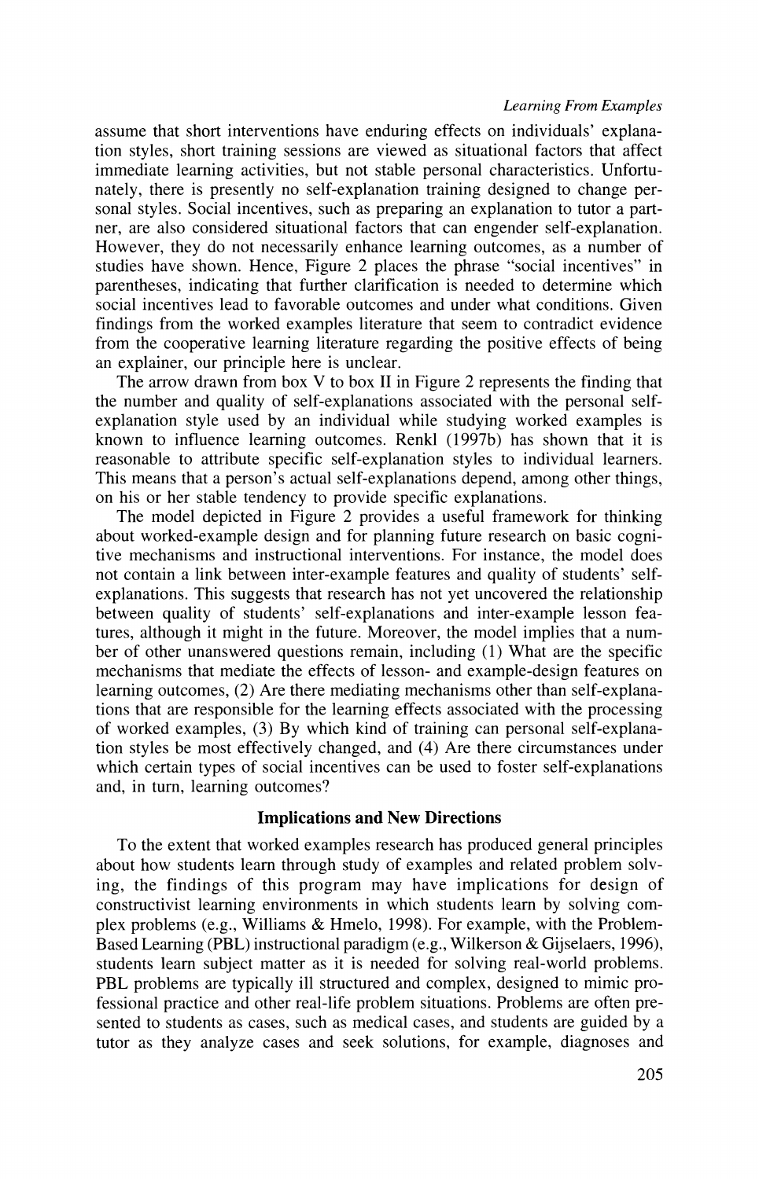assume that short interventions have enduring effects on individuals' explanation styles, short training sessions are viewed as situational factors that affect immediate learning activities, but not stable personal characteristics. Unfortunately, there is presently no self-explanation training designed to change personal styles. Social incentives, such as preparing an explanation to tutor a partner, are also considered situational factors that can engender self-explanation. However, they do not necessarily enhance learning outcomes, as a number of studies have shown. Hence, Figure 2 places the phrase "social incentives" in parentheses, indicating that further clarification is needed to determine which social incentives lead to favorable outcomes and under what conditions. Given findings from the worked examples literature that seem to contradict evidence from the cooperative learning literature regarding the positive effects of being an explainer, our principle here is unclear.

The arrow drawn from box V to box II in Figure 2 represents the finding that the number and quality of self-explanations associated with the personal self-explanation style used by an individual while studying worked examples is known to influence learning outcomes. Renkl (1997b) has shown that it is reasonable to attribute specific self-explanation styles to individual learners. This means that a person's actual self-explanations depend, among other things, on his or her stable tendency to provide specific explanations.

The model depicted in Figure 2 provides a useful framework for thinking about worked-example design and for planning future research on basic cognitive mechanisms and instructional interventions. For instance, the model does not contain a link between inter-example features and quality of students' self-explanations. This suggests that research has not yet uncovered the relationship between quality of students' self-explanations and inter-example lesson features, although it might in the future. Moreover, the model implies that a number of other unanswered questions remain, including (1) What are the specific mechanisms that mediate the effects of lesson- and example-design features on learning outcomes, (2) Are there mediating mechanisms other than self-explanations that are responsible for the learning effects associated with the processing of worked examples, (3) By which kind of training can personal self-explanation styles be most effectively changed, and (4) Are there circumstances under which certain types of social incentives can be used to foster self-explanations and, in turn, learning outcomes?

## Implications and New Directions

To the extent that worked examples research has produced general principles about how students learn through study of examples and related problem solving, the findings of this program may have implications for design of constructivist learning environments in which students learn by solving complex problems (e.g., Williams & Hmelo, 1998). For example, with the Problem-Based Learning (PBL) instructional paradigm (e.g., Wilkerson & Gijselaers, 1996), students learn subject matter as it is needed for solving real-world problems. PBL problems are typically ill structured and complex, designed to mimic professional practice and other real-life problem situations. Problems are often presented to students as cases, such as medical cases, and students are guided by a tutor as they analyze cases and seek solutions, for example, diagnoses and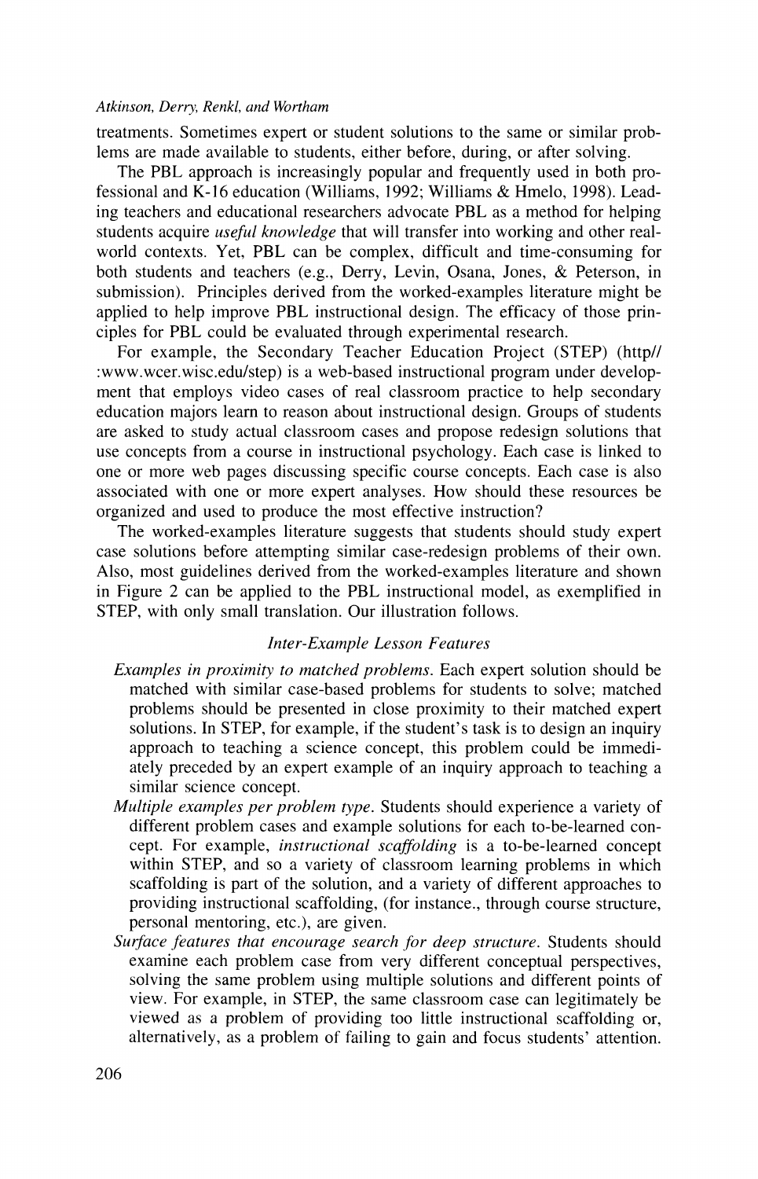treatments. Sometimes expert or student solutions to the same or similar problems are made available to students, either before, during, or after solving.

The PBL approach is increasingly popular and frequently used in both professional and K-16 education (Williams, 1992; Williams & Hmelo, 1998). Leading teachers and educational researchers advocate PBL as a method for helping students acquire *useful knowledge* that will transfer into working and other real-world contexts. Yet, PBL can be complex, difficult and time-consuming for both students and teachers (e.g., Derry, Levin, Osana, Jones, & Peterson, in submission). Principles derived from the worked-examples literature might be applied to help improve PBL instructional design. The efficacy of those principles for PBL could be evaluated through experimental research.

For example, the Secondary Teacher Education Project (STEP) (http// :www.wcer.wisc.edu/step) is a web-based instructional program under development that employs video cases of real classroom practice to help secondary education majors learn to reason about instructional design. Groups of students are asked to study actual classroom cases and propose redesign solutions that use concepts from a course in instructional psychology. Each case is linked to one or more web pages discussing specific course concepts. Each case is also associated with one or more expert analyses. How should these resources be organized and used to produce the most effective instruction?

The worked-examples literature suggests that students should study expert case solutions before attempting similar case-redesign problems of their own. Also, most guidelines derived from the worked-examples literature and shown in Figure 2 can be applied to the PBL instructional model, as exemplified in STEP, with only small translation. Our illustration follows.

### *Inter-Example Lesson Features*

*Examples in proximity to matched problems.* Each expert solution should be matched with similar case-based problems for students to solve; matched problems should be presented in close proximity to their matched expert solutions. In STEP, for example, if the student's task is to design an inquiry approach to teaching a science concept, this problem could be immediately preceded by an expert example of an inquiry approach to teaching a similar science concept.

*Multiple examples per problem type.* Students should experience a variety of different problem cases and example solutions for each to-be-learned concept. For example, *instructional scaffolding* is a to-be-learned concept within STEP, and so a variety of classroom learning problems in which scaffolding is part of the solution, and a variety of different approaches to providing instructional scaffolding, (for instance., through course structure, personal mentoring, etc.), are given.

*Surface features that encourage search for deep structure.* Students should examine each problem case from very different conceptual perspectives, solving the same problem using multiple solutions and different points of view. For example, in STEP, the same classroom case can legitimately be viewed as a problem of providing too little instructional scaffolding or, alternatively, as a problem of failing to gain and focus students' attention.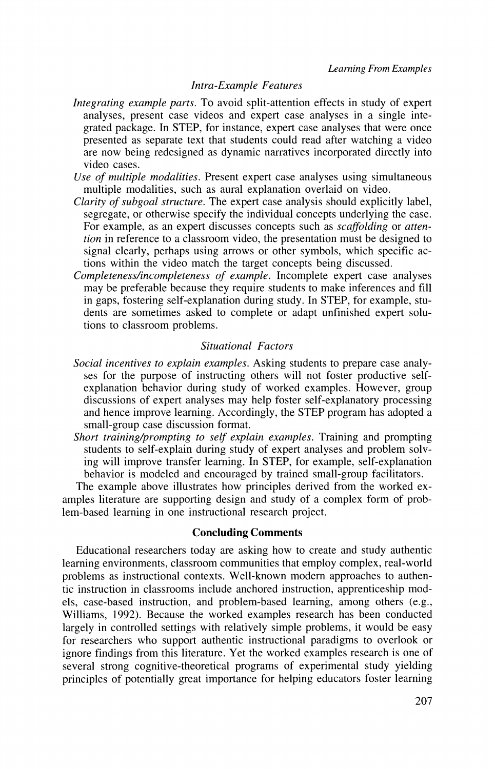### Intra-Example Features

*Integrating example parts.* To avoid split-attention effects in study of expert analyses, present case videos and expert case analyses in a single integrated package. In STEP, for instance, expert case analyses that were once presented as separate text that students could read after watching a video are now being redesigned as dynamic narratives incorporated directly into video cases.

*Use of multiple modalities.* Present expert case analyses using simultaneous multiple modalities, such as aural explanation overlaid on video.

*Clarity of subgoal structure.* The expert case analysis should explicitly label, segregate, or otherwise specify the individual concepts underlying the case. For example, as an expert discusses concepts such as *scaffolding* or *attention* in reference to a classroom video, the presentation must be designed to signal clearly, perhaps using arrows or other symbols, which specific actions within the video match the target concepts being discussed.

*Completeness/incompleteness of example.* Incomplete expert case analyses may be preferable because they require students to make inferences and fill in gaps, fostering self-explanation during study. In STEP, for example, students are sometimes asked to complete or adapt unfinished expert solutions to classroom problems.

### Situational Factors

*Social incentives to explain examples.* Asking students to prepare case analyses for the purpose of instructing others will not foster productive self-explanation behavior during study of worked examples. However, group discussions of expert analyses may help foster self-explanatory processing and hence improve learning. Accordingly, the STEP program has adopted a small-group case discussion format.

*Short training/prompting to self explain examples.* Training and prompting students to self-explain during study of expert analyses and problem solving will improve transfer learning. In STEP, for example, self-explanation behavior is modeled and encouraged by trained small-group facilitators.

The example above illustrates how principles derived from the worked examples literature are supporting design and study of a complex form of problem-based learning in one instructional research project.

## Concluding Comments

Educational researchers today are asking how to create and study authentic learning environments, classroom communities that employ complex, real-world problems as instructional contexts. Well-known modern approaches to authentic instruction in classrooms include anchored instruction, apprenticeship models, case-based instruction, and problem-based learning, among others (e.g., Williams, 1992). Because the worked examples research has been conducted largely in controlled settings with relatively simple problems, it would be easy for researchers who support authentic instructional paradigms to overlook or ignore findings from this literature. Yet the worked examples research is one of several strong cognitive-theoretical programs of experimental study yielding principles of potentially great importance for helping educators foster learning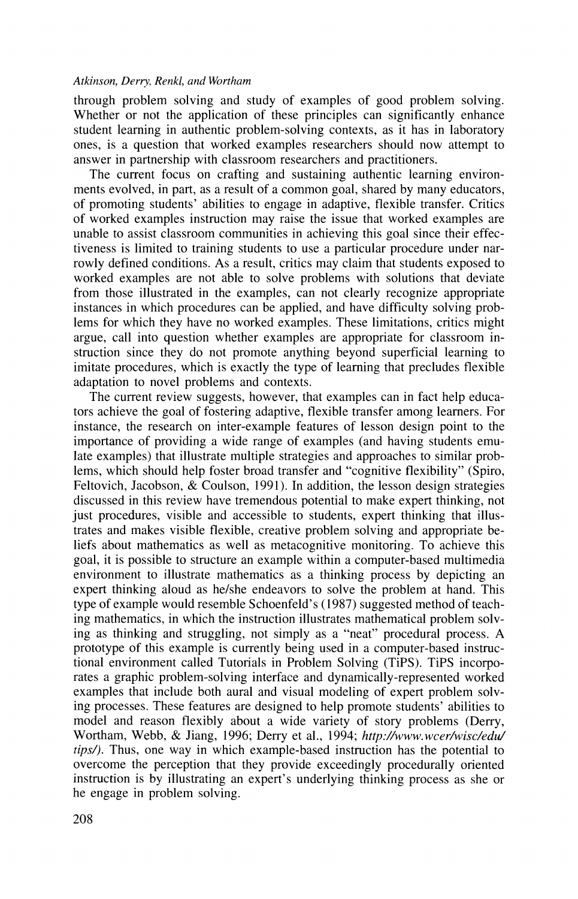through problem solving and study of examples of good problem solving. Whether or not the application of these principles can significantly enhance student learning in authentic problem-solving contexts, as it has in laboratory ones, is a question that worked examples researchers should now attempt to answer in partnership with classroom researchers and practitioners.

The current focus on crafting and sustaining authentic learning environments evolved, in part, as a result of a common goal, shared by many educators, of promoting students' abilities to engage in adaptive, flexible transfer. Critics of worked examples instruction may raise the issue that worked examples are unable to assist classroom communities in achieving this goal since their effectiveness is limited to training students to use a particular procedure under narrowly defined conditions. As a result, critics may claim that students exposed to worked examples are not able to solve problems with solutions that deviate from those illustrated in the examples, can not clearly recognize appropriate instances in which procedures can be applied, and have difficulty solving problems for which they have no worked examples. These limitations, critics might argue, call into question whether examples are appropriate for classroom instruction since they do not promote anything beyond superficial learning to imitate procedures, which is exactly the type of learning that precludes flexible adaptation to novel problems and contexts.

The current review suggests, however, that examples can in fact help educators achieve the goal of fostering adaptive, flexible transfer among learners. For instance, the research on inter-example features of lesson design point to the importance of providing a wide range of examples (and having students emulate examples) that illustrate multiple strategies and approaches to similar problems, which should help foster broad transfer and "cognitive flexibility" (Spiro, Feltovich, Jacobson, & Coulson, 1991). In addition, the lesson design strategies discussed in this review have tremendous potential to make expert thinking, not just procedures, visible and accessible to students, expert thinking that illustrates and makes visible flexible, creative problem solving and appropriate beliefs about mathematics as well as metacognitive monitoring. To achieve this goal, it is possible to structure an example within a computer-based multimedia environment to illustrate mathematics as a thinking process by depicting an expert thinking aloud as he/she endeavors to solve the problem at hand. This type of example would resemble Schoenfeld's (1987) suggested method of teaching mathematics, in which the instruction illustrates mathematical problem solving as thinking and struggling, not simply as a "neat" procedural process. A prototype of this example is currently being used in a computer-based instructional environment called Tutorials in Problem Solving (TiPS). TiPS incorporates a graphic problem-solving interface and dynamically-represented worked examples that include both aural and visual modeling of expert problem solving processes. These features are designed to help promote students' abilities to model and reason flexibly about a wide variety of story problems (Derry, Wortham, Webb, & Jiang, 1996; Derry et al., 1994; *http://www.wcer/wisc/edu/tips/*). Thus, one way in which example-based instruction has the potential to overcome the perception that they provide exceedingly procedurally oriented instruction is by illustrating an expert's underlying thinking process as she or he engage in problem solving.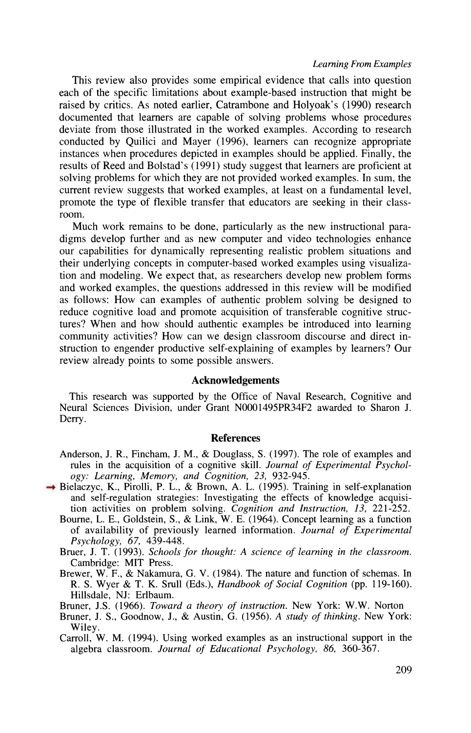This review also provides some empirical evidence that calls into question each of the specific limitations about example-based instruction that might be raised by critics. As noted earlier, Catrambone and Holyoak's (1990) research documented that learners are capable of solving problems whose procedures deviate from those illustrated in the worked examples. According to research conducted by Quilici and Mayer (1996), learners can recognize appropriate instances when procedures depicted in examples should be applied. Finally, the results of Reed and Bolstad's (1991) study suggest that learners are proficient at solving problems for which they are not provided worked examples. In sum, the current review suggests that worked examples, at least on a fundamental level, promote the type of flexible transfer that educators are seeking in their classroom.

Much work remains to be done, particularly as the new instructional paradigms develop further and as new computer and video technologies enhance our capabilities for dynamically representing realistic problem situations and their underlying concepts in computer-based worked examples using visualization and modeling. We expect that, as researchers develop new problem forms and worked examples, the questions addressed in this review will be modified as follows: How can examples of authentic problem solving be designed to reduce cognitive load and promote acquisition of transferable cognitive structures? When and how should authentic examples be introduced into learning community activities? How can we design classroom discourse and direct instruction to engender productive self-explaining of examples by learners? Our review already points to some possible answers.

## Acknowledgements

This research was supported by the Office of Naval Research, Cognitive and Neural Sciences Division, under Grant N0001495PR34F2 awarded to Sharon J. Derry.

## References

Anderson, J. R., Fincham, J. M., & Douglass, S. (1997). The role of examples and rules in the acquisition of a cognitive skill. *Journal of Experimental Psychology: Learning, Memory, and Cognition, 23,* 932-945.

Bielaczyc, K., Pirolli, P. L., & Brown, A. L. (1995). Training in self-explanation and self-regulation strategies: Investigating the effects of knowledge acquisition activities on problem solving. *Cognition and Instruction, 13,* 221-252.

Bourne, L. E., Goldstein, S., & Link, W. E. (1964). Concept learning as a function of availability of previously learned information. *Journal of Experimental Psychology, 67,* 439-448.

Bruer, J. T. (1993). *Schools for thought: A science of learning in the classroom.* Cambridge: MIT Press.

Brewer, W. F., & Nakamura, G. V. (1984). The nature and function of schemas. In R. S. Wyer & T. K. Srull (Eds.), *Handbook of Social Cognition* (pp. 119-160). Hillsdale, NJ: Erlbaum.

Bruner, J.S. (1966). *Toward a theory of instruction.* New York: W.W. Norton

Bruner, J. S., Goodnow, J., & Austin, G. (1956). *A study of thinking.* New York: Wiley.

Carroll, W. M. (1994). Using worked examples as an instructional support in the algebra classroom. *Journal of Educational Psychology, 86,* 360-367.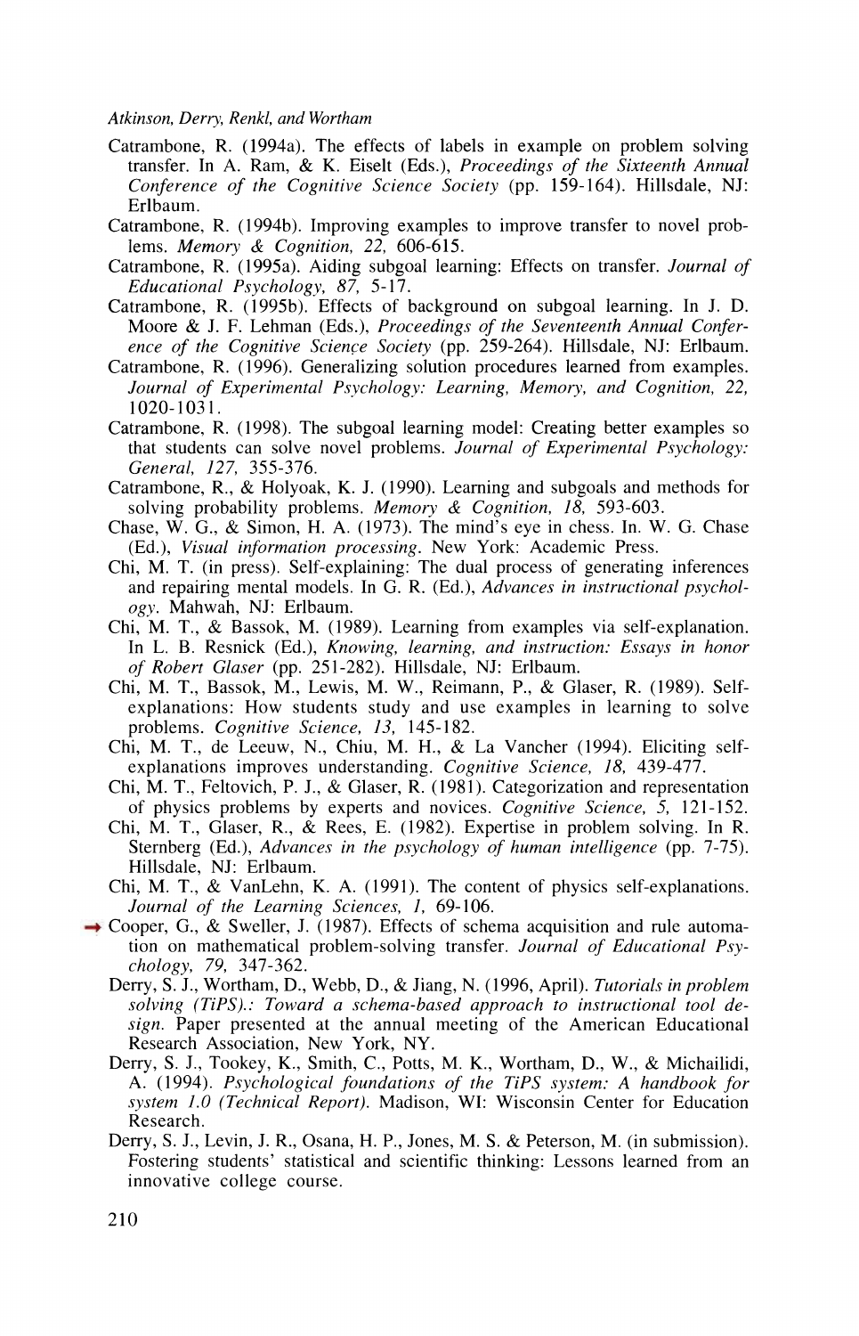Catrambone, R. (1994a). The effects of labels in example on problem solving transfer. In A. Ram, & K. Eiselt (Eds.), *Proceedings of the Sixteenth Annual Conference of the Cognitive Science Society* (pp. 159-164). Hillsdale, NJ: Erlbaum.

Catrambone, R. (1994b). Improving examples to improve transfer to novel problems. *Memory & Cognition, 22,* 606-615.

Catrambone, R. (1995a). Aiding subgoal learning: Effects on transfer. *Journal of Educational Psychology, 87,* 5-17.

Catrambone, R. (1995b). Effects of background on subgoal learning. In J. D. Moore & J. F. Lehman (Eds.), *Proceedings of the Seventeenth Annual Conference of the Cognitive Science Society* (pp. 259-264). Hillsdale, NJ: Erlbaum.

Catrambone, R. (1996). Generalizing solution procedures learned from examples. *Journal of Experimental Psychology: Learning, Memory, and Cognition, 22,* 1020-1031.

Catrambone, R. (1998). The subgoal learning model: Creating better examples so that students can solve novel problems. *Journal of Experimental Psychology: General, 127,* 355-376.

Catrambone, R., & Holyoak, K. J. (1990). Learning and subgoals and methods for solving probability problems. *Memory & Cognition, 18,* 593-603.

Chase, W. G., & Simon, H. A. (1973). The mind's eye in chess. In. W. G. Chase (Ed.), *Visual information processing*. New York: Academic Press.

Chi, M. T. (in press). Self-explaining: The dual process of generating inferences and repairing mental models. In G. R. (Ed.), *Advances in instructional psychology*. Mahwah, NJ: Erlbaum.

Chi, M. T., & Bassok, M. (1989). Learning from examples via self-explanation. In L. B. Resnick (Ed.), *Knowing, learning, and instruction: Essays in honor of Robert Glaser* (pp. 251-282). Hillsdale, NJ: Erlbaum.

Chi, M. T., Bassok, M., Lewis, M. W., Reimann, P., & Glaser, R. (1989). Self-explanations: How students study and use examples in learning to solve problems. *Cognitive Science, 13,* 145-182.

Chi, M. T., de Leeuw, N., Chiu, M. H., & La Vancher (1994). Eliciting self-explanations improves understanding. *Cognitive Science, 18,* 439-477.

Chi, M. T., Feltovich, P. J., & Glaser, R. (1981). Categorization and representation of physics problems by experts and novices. *Cognitive Science, 5,* 121-152.

Chi, M. T., Glaser, R., & Rees, E. (1982). Expertise in problem solving. In R. Sternberg (Ed.), *Advances in the psychology of human intelligence* (pp. 7-75). Hillsdale, NJ: Erlbaum.

Chi, M. T., & VanLehn, K. A. (1991). The content of physics self-explanations. *Journal of the Learning Sciences, 1,* 69-106.

Cooper, G., & Sweller, J. (1987). Effects of schema acquisition and rule automation on mathematical problem-solving transfer. *Journal of Educational Psychology, 79,* 347-362.

Derry, S. J., Wortham, D., Webb, D., & Jiang, N. (1996, April). *Tutorials in problem solving (TiPS).: Toward a schema-based approach to instructional tool design.* Paper presented at the annual meeting of the American Educational Research Association, New York, NY.

Derry, S. J., Tookey, K., Smith, C., Potts, M. K., Wortham, D., W., & Michailidi, A. (1994). *Psychological foundations of the TiPS system: A handbook for system 1.0 (Technical Report).* Madison, WI: Wisconsin Center for Education Research.

Derry, S. J., Levin, J. R., Osana, H. P., Jones, M. S. & Peterson, M. (in submission). Fostering students' statistical and scientific thinking: Lessons learned from an innovative college course.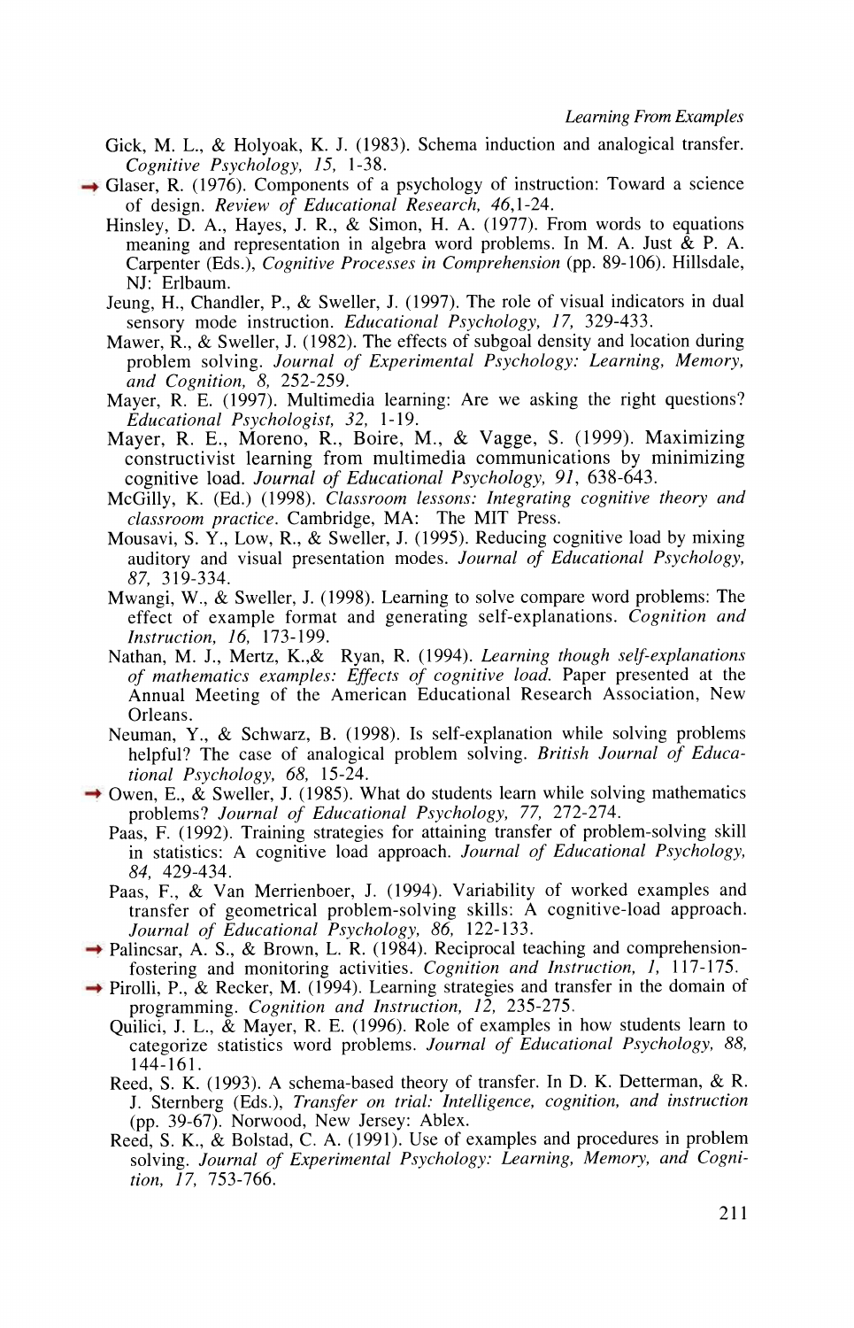Gick, M. L., & Holyoak, K. J. (1983). Schema induction and analogical transfer. *Cognitive Psychology, 15,* 1-38.

Glaser, R. (1976). Components of a psychology of instruction: Toward a science of design. *Review of Educational Research, 46,*1-24.

Hinsley, D. A., Hayes, J. R., & Simon, H. A. (1977). From words to equations meaning and representation in algebra word problems. In M. A. Just & P. A. Carpenter (Eds.), *Cognitive Processes in Comprehension* (pp. 89-106). Hillsdale, NJ: Erlbaum.

Jeung, H., Chandler, P., & Sweller, J. (1997). The role of visual indicators in dual sensory mode instruction. *Educational Psychology, 17,* 329-433.

Mawer, R., & Sweller, J. (1982). The effects of subgoal density and location during problem solving. *Journal of Experimental Psychology: Learning, Memory, and Cognition, 8,* 252-259.

Mayer, R. E. (1997). Multimedia learning: Are we asking the right questions? *Educational Psychologist, 32,* 1-19.

Mayer, R. E., Moreno, R., Boire, M., & Vagge, S. (1999). Maximizing constructivist learning from multimedia communications by minimizing cognitive load. *Journal of Educational Psychology, 91,* 638-643.

McGilly, K. (Ed.) (1998). *Classroom lessons: Integrating cognitive theory and classroom practice*. Cambridge, MA: The MIT Press.

Mousavi, S. Y., Low, R., & Sweller, J. (1995). Reducing cognitive load by mixing auditory and visual presentation modes. *Journal of Educational Psychology, 87,* 319-334.

Mwangi, W., & Sweller, J. (1998). Learning to solve compare word problems: The effect of example format and generating self-explanations. *Cognition and Instruction, 16,* 173-199.

Nathan, M. J., Mertz, K.,& Ryan, R. (1994). *Learning though self-explanations of mathematics examples: Effects of cognitive load.* Paper presented at the Annual Meeting of the American Educational Research Association, New Orleans.

Neuman, Y., & Schwarz, B. (1998). Is self-explanation while solving problems helpful? The case of analogical problem solving. *British Journal of Educational Psychology, 68,* 15-24.

Owen, E., & Sweller, J. (1985). What do students learn while solving mathematics problems? *Journal of Educational Psychology, 77,* 272-274.

Paas, F. (1992). Training strategies for attaining transfer of problem-solving skill in statistics: A cognitive load approach. *Journal of Educational Psychology, 84,* 429-434.

Paas, F., & Van Merrienboer, J. (1994). Variability of worked examples and transfer of geometrical problem-solving skills: A cognitive-load approach. *Journal of Educational Psychology, 86,* 122-133.

Palincsar, A. S., & Brown, L. R. (1984). Reciprocal teaching and comprehension-fostering and monitoring activities. *Cognition and Instruction, 1,* 117-175.

Pirolli, P., & Recker, M. (1994). Learning strategies and transfer in the domain of programming. *Cognition and Instruction, 12,* 235-275.

Quilici, J. L., & Mayer, R. E. (1996). Role of examples in how students learn to categorize statistics word problems. *Journal of Educational Psychology, 88,* 144-161.

Reed, S. K. (1993). A schema-based theory of transfer. In D. K. Detterman, & R. J. Sternberg (Eds.), *Transfer on trial: Intelligence, cognition, and instruction* (pp. 39-67). Norwood, New Jersey: Ablex.

Reed, S. K., & Bolstad, C. A. (1991). Use of examples and procedures in problem solving. *Journal of Experimental Psychology: Learning, Memory, and Cognition, 17,* 753-766.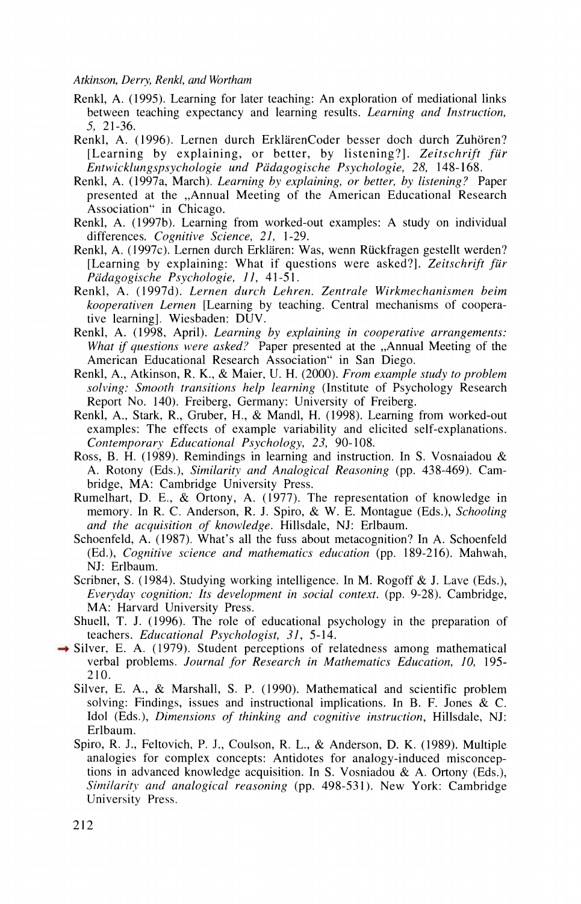Renkl, A. (1995). Learning for later teaching: An exploration of mediational links between teaching expectancy and learning results. *Learning and Instruction, 5,* 21-36.

Renkl, A. (1996). Lernen durch ErklärenCoder besser doch durch Zuhören? [Learning by explaining, or better, by listening?]. *Zeitschrift für Entwicklungspsychologie und Pädagogische Psychologie, 28,* 148-168.

Renkl, A. (1997a, March). *Learning by explaining, or better, by listening?* Paper presented at the „Annual Meeting of the American Educational Research Association" in Chicago.

Renkl, A. (1997b). Learning from worked-out examples: A study on individual differences. *Cognitive Science, 21,* 1-29.

Renkl, A. (1997c). Lernen durch Erklären: Was, wenn Rückfragen gestellt werden? [Learning by explaining: What if questions were asked?]. *Zeitschrift für Pädagogische Psychologie, 11,* 41-51.

Renkl, A. (1997d). *Lernen durch Lehren. Zentrale Wirkmechanismen beim kooperativen Lernen* [Learning by teaching. Central mechanisms of cooperative learning]. Wiesbaden: DUV.

Renkl, A. (1998, April). *Learning by explaining in cooperative arrangements: What if questions were asked?* Paper presented at the „Annual Meeting of the American Educational Research Association" in San Diego.

Renkl, A., Atkinson, R. K., & Maier, U. H. (2000). *From example study to problem solving: Smooth transitions help learning* (Institute of Psychology Research Report No. 140). Freiberg, Germany: University of Freiberg.

Renkl, A., Stark, R., Gruber, H., & Mandl, H. (1998). Learning from worked-out examples: The effects of example variability and elicited self-explanations. *Contemporary Educational Psychology, 23,* 90-108.

Ross, B. H. (1989). Remindings in learning and instruction. In S. Vosnaiadou & A. Rotony (Eds.), *Similarity and Analogical Reasoning* (pp. 438-469). Cambridge, MA: Cambridge University Press.

Rumelhart, D. E., & Ortony, A. (1977). The representation of knowledge in memory. In R. C. Anderson, R. J. Spiro, & W. E. Montague (Eds.), *Schooling and the acquisition of knowledge*. Hillsdale, NJ: Erlbaum.

Schoenfeld, A. (1987). What's all the fuss about metacognition? In A. Schoenfeld (Ed.), *Cognitive science and mathematics education* (pp. 189-216). Mahwah, NJ: Erlbaum.

Scribner, S. (1984). Studying working intelligence. In M. Rogoff & J. Lave (Eds.), *Everyday cognition: Its development in social context*. (pp. 9-28). Cambridge, MA: Harvard University Press.

Shuell, T. J. (1996). The role of educational psychology in the preparation of teachers. *Educational Psychologist, 31,* 5-14.

→ Silver, E. A. (1979). Student perceptions of relatedness among mathematical verbal problems. *Journal for Research in Mathematics Education, 10,* 195-210.

Silver, E. A., & Marshall, S. P. (1990). Mathematical and scientific problem solving: Findings, issues and instructional implications. In B. F. Jones & C. Idol (Eds.), *Dimensions of thinking and cognitive instruction*, Hillsdale, NJ: Erlbaum.

Spiro, R. J., Feltovich, P. J., Coulson, R. L., & Anderson, D. K. (1989). Multiple analogies for complex concepts: Antidotes for analogy-induced misconceptions in advanced knowledge acquisition. In S. Vosniadou & A. Ortony (Eds.), *Similarity and analogical reasoning* (pp. 498-531). New York: Cambridge University Press.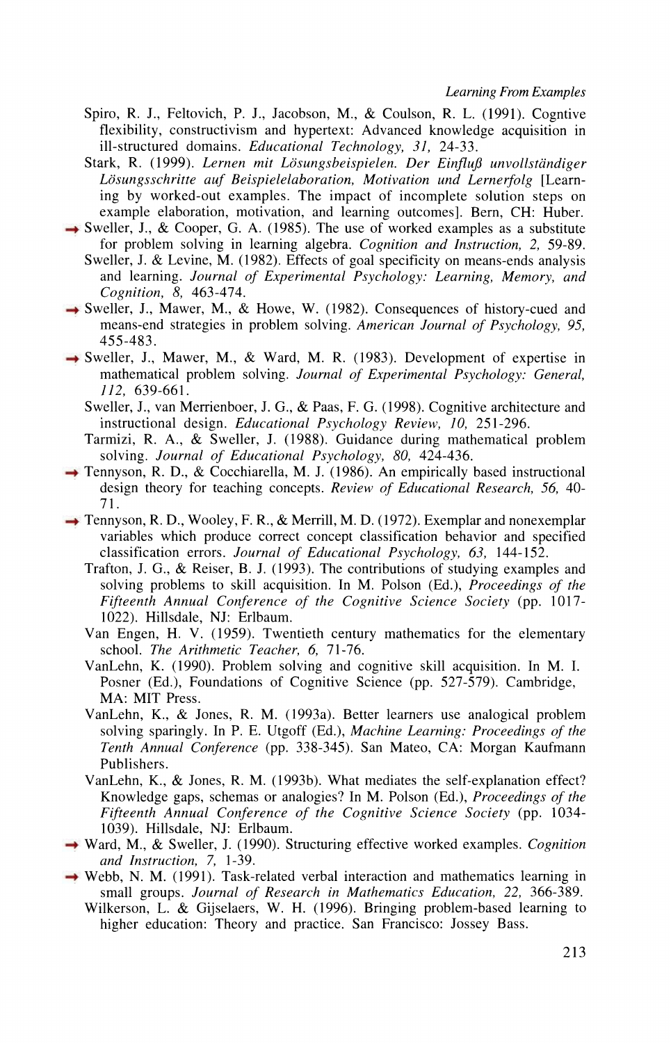Spiro, R. J., Feltovich, P. J., Jacobson, M., & Coulson, R. L. (1991). Cogntive flexibility, constructivism and hypertext: Advanced knowledge acquisition in ill-structured domains. *Educational Technology, 31,* 24-33.

Stark, R. (1999). *Lernen mit Lösungsbeispielen. Der Einfluß unvollständiger Lösungsschritte auf Beispielelaboration, Motivation und Lernerfolg* [Learning by worked-out examples. The impact of incomplete solution steps on example elaboration, motivation, and learning outcomes]. Bern, CH: Huber.

Sweller, J., & Cooper, G. A. (1985). The use of worked examples as a substitute for problem solving in learning algebra. *Cognition and Instruction, 2,* 59-89.

Sweller, J. & Levine, M. (1982). Effects of goal specificity on means-ends analysis and learning. *Journal of Experimental Psychology: Learning, Memory, and Cognition, 8,* 463-474.

Sweller, J., Mawer, M., & Howe, W. (1982). Consequences of history-cued and means-end strategies in problem solving. *American Journal of Psychology, 95,* 455-483.

Sweller, J., Mawer, M., & Ward, M. R. (1983). Development of expertise in mathematical problem solving. *Journal of Experimental Psychology: General, 112,* 639-661.

Sweller, J., van Merrienboer, J. G., & Paas, F. G. (1998). Cognitive architecture and instructional design. *Educational Psychology Review, 10,* 251-296.

Tarmizi, R. A., & Sweller, J. (1988). Guidance during mathematical problem solving. *Journal of Educational Psychology, 80,* 424-436.

Tennyson, R. D., & Cocchiarella, M. J. (1986). An empirically based instructional design theory for teaching concepts. *Review of Educational Research, 56,* 40-71.

Tennyson, R. D., Wooley, F. R., & Merrill, M. D. (1972). Exemplar and nonexemplar variables which produce correct concept classification behavior and specified classification errors. *Journal of Educational Psychology, 63,* 144-152.

Trafton, J. G., & Reiser, B. J. (1993). The contributions of studying examples and solving problems to skill acquisition. In M. Polson (Ed.), *Proceedings of the Fifteenth Annual Conference of the Cognitive Science Society* (pp. 1017-1022). Hillsdale, NJ: Erlbaum.

Van Engen, H. V. (1959). Twentieth century mathematics for the elementary school. *The Arithmetic Teacher, 6,* 71-76.

VanLehn, K. (1990). Problem solving and cognitive skill acquisition. In M. I. Posner (Ed.), Foundations of Cognitive Science (pp. 527-579). Cambridge, MA: MIT Press.

VanLehn, K., & Jones, R. M. (1993a). Better learners use analogical problem solving sparingly. In P. E. Utgoff (Ed.), *Machine Learning: Proceedings of the Tenth Annual Conference* (pp. 338-345). San Mateo, CA: Morgan Kaufmann Publishers.

VanLehn, K., & Jones, R. M. (1993b). What mediates the self-explanation effect? Knowledge gaps, schemas or analogies? In M. Polson (Ed.), *Proceedings of the Fifteenth Annual Conference of the Cognitive Science Society* (pp. 1034-1039). Hillsdale, NJ: Erlbaum.

Ward, M., & Sweller, J. (1990). Structuring effective worked examples. *Cognition and Instruction, 7,* 1-39.

Webb, N. M. (1991). Task-related verbal interaction and mathematics learning in small groups. *Journal of Research in Mathematics Education, 22,* 366-389.

Wilkerson, L. & Gijselaers, W. H. (1996). Bringing problem-based learning to higher education: Theory and practice. San Francisco: Jossey Bass.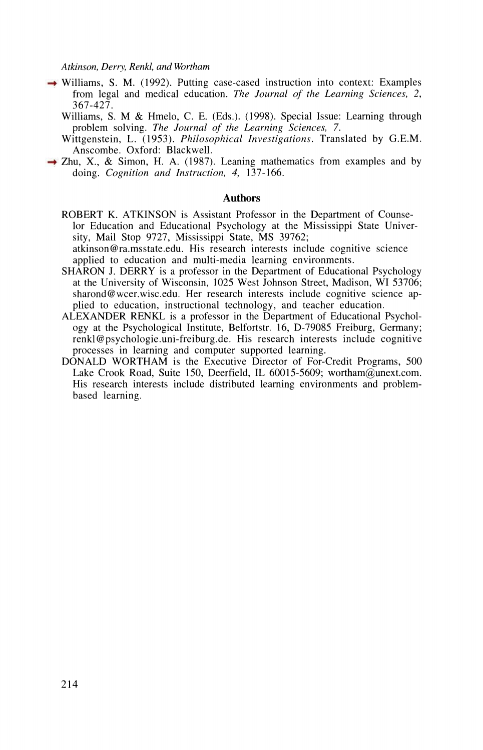Williams, S. M. (1992). Putting case-cased instruction into context: Examples from legal and medical education. *The Journal of the Learning Sciences, 2*, 367-427.

Williams, S. M & Hmelo, C. E. (Eds.). (1998). Special Issue: Learning through problem solving. *The Journal of the Learning Sciences, 7*.

Wittgenstein, L. (1953). *Philosophical Investigations*. Translated by G.E.M. Anscombe. Oxford: Blackwell.

Zhu, X., & Simon, H. A. (1987). Leaning mathematics from examples and by doing. *Cognition and Instruction, 4*, 137-166.

## Authors

ROBERT K. ATKINSON is Assistant Professor in the Department of Counselor Education and Educational Psychology at the Mississippi State University, Mail Stop 9727, Mississippi State, MS 39762; atkinson@ra.msstate.edu. His research interests include cognitive science applied to education and multi-media learning environments.

SHARON J. DERRY is a professor in the Department of Educational Psychology at the University of Wisconsin, 1025 West Johnson Street, Madison, WI 53706; sharond@wcer.wisc.edu. Her research interests include cognitive science applied to education, instructional technology, and teacher education.

ALEXANDER RENKL is a professor in the Department of Educational Psychology at the Psychological Institute, Belfortstr. 16, D-79085 Freiburg, Germany; renkl@psychologie.uni-freiburg.de. His research interests include cognitive processes in learning and computer supported learning.

DONALD WORTHAM is the Executive Director of For-Credit Programs, 500 Lake Crook Road, Suite 150, Deerfield, IL 60015-5609; wortham@unext.com. His research interests include distributed learning environments and problem-based learning.